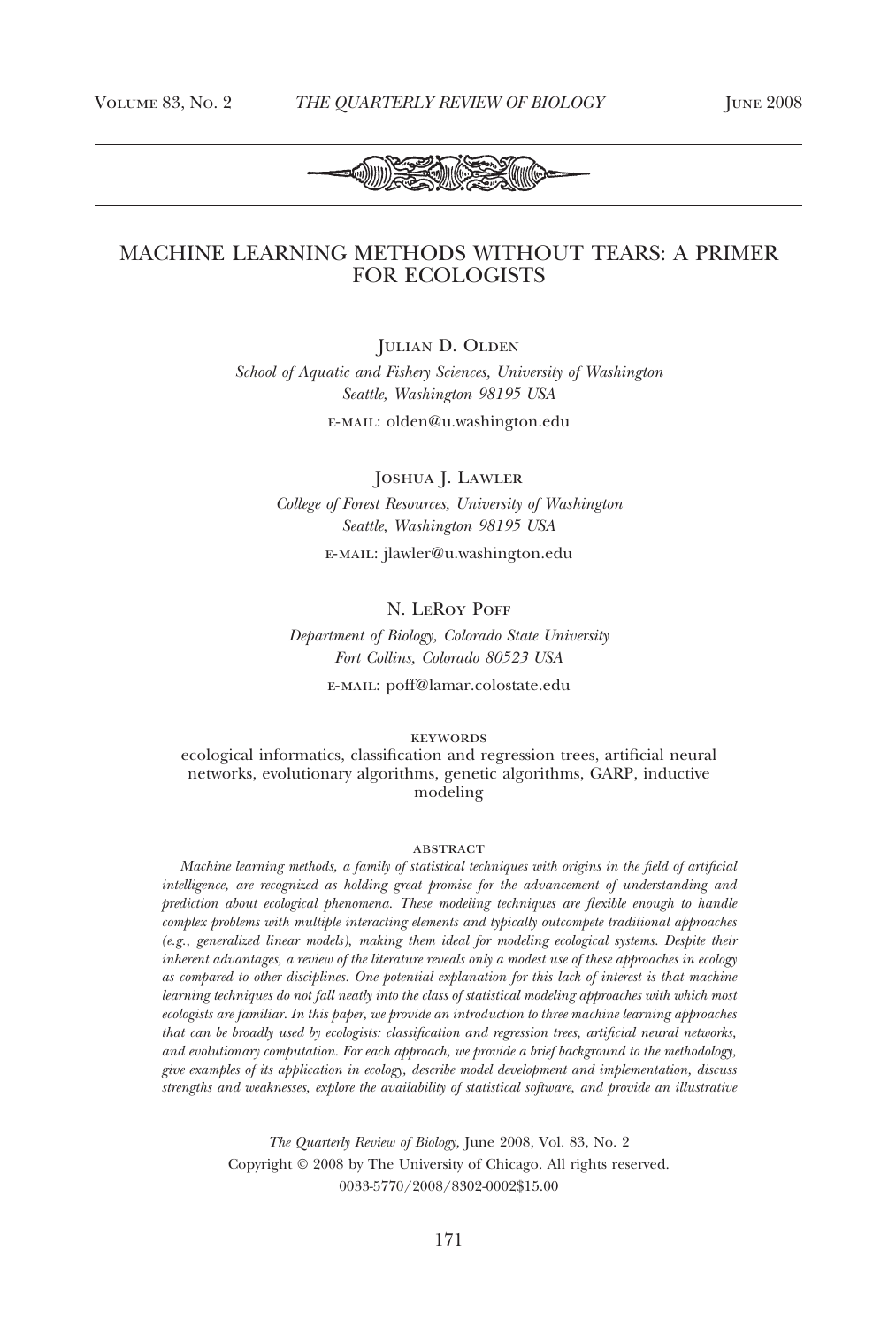# MACHINE LEARNING METHODS WITHOUT TEARS: A PRIMER FOR ECOLOGISTS

Julian D. Olden

*School of Aquatic and Fishery Sciences, University of Washington*
*Seattle, Washington 98195 USA*

E-MAIL: olden@u.washington.edu

Joshua J. Lawler

*College of Forest Resources, University of Washington*
*Seattle, Washington 98195 USA*

E-MAIL: jlawler@u.washington.edu

N. LeRoy Poff

*Department of Biology, Colorado State University*
*Fort Collins, Colorado 80523 USA*

E-MAIL: poff@lamar.colostate.edu

KEYWORDS

ecological informatics, classification and regression trees, artificial neural networks, evolutionary algorithms, genetic algorithms, GARP, inductive modeling

ABSTRACT

*Machine learning methods, a family of statistical techniques with origins in the field of artificial intelligence, are recognized as holding great promise for the advancement of understanding and prediction about ecological phenomena. These modeling techniques are flexible enough to handle complex problems with multiple interacting elements and typically outcompete traditional approaches (e.g., generalized linear models), making them ideal for modeling ecological systems. Despite their inherent advantages, a review of the literature reveals only a modest use of these approaches in ecology as compared to other disciplines. One potential explanation for this lack of interest is that machine learning techniques do not fall neatly into the class of statistical modeling approaches with which most ecologists are familiar. In this paper, we provide an introduction to three machine learning approaches that can be broadly used by ecologists: classification and regression trees, artificial neural networks, and evolutionary computation. For each approach, we provide a brief background to the methodology, give examples of its application in ecology, describe model development and implementation, discuss strengths and weaknesses, explore the availability of statistical software, and provide an illustrative*

*The Quarterly Review of Biology*, June 2008, Vol. 83, No. 2
Copyright © 2008 by The University of Chicago. All rights reserved.
0033-5770/2008/8302-0002$15.00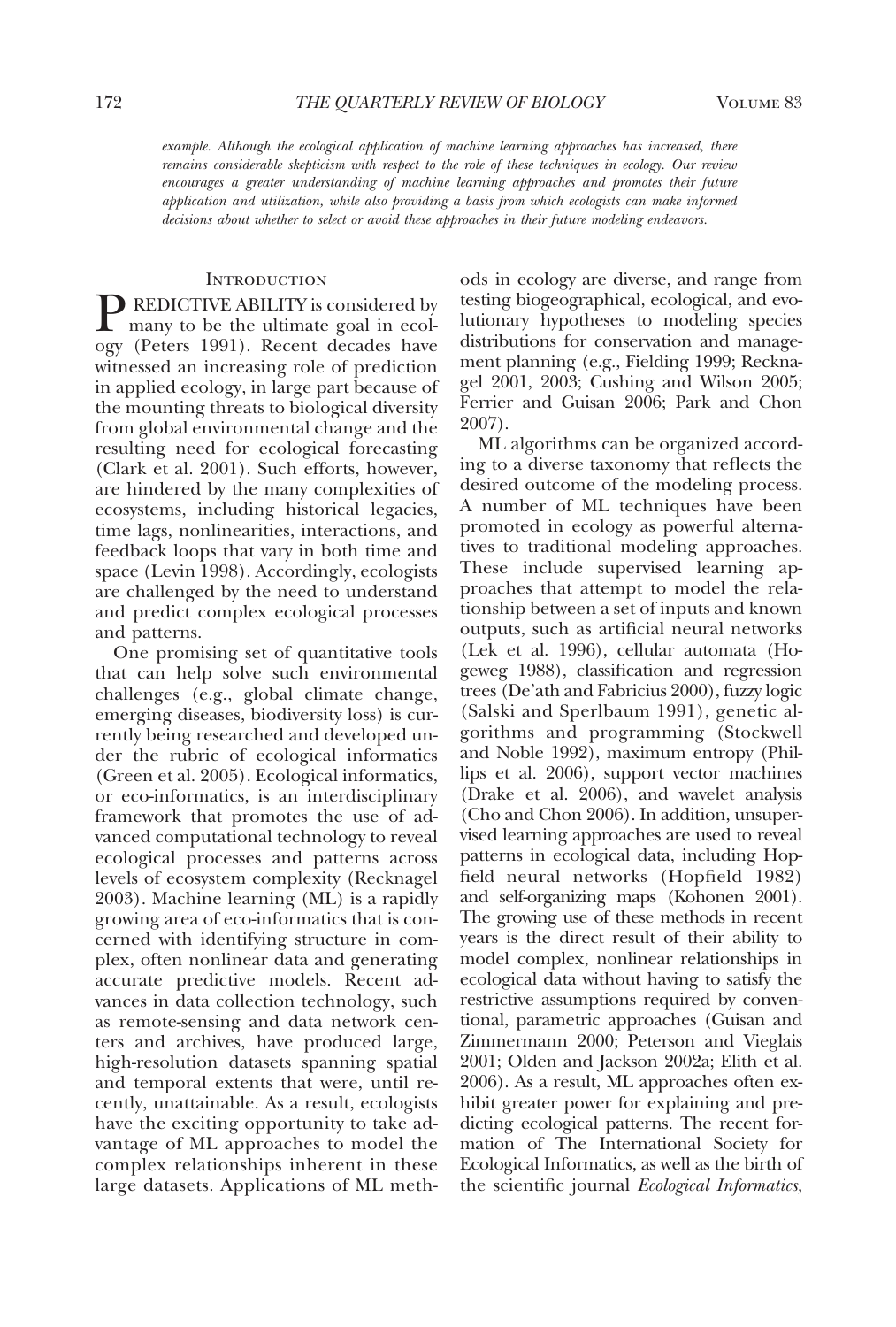*example. Although the ecological application of machine learning approaches has increased, there remains considerable skepticism with respect to the role of these techniques in ecology. Our review encourages a greater understanding of machine learning approaches and promotes their future application and utilization, while also providing a basis from which ecologists can make informed decisions about whether to select or avoid these approaches in their future modeling endeavors.*

## Introduction

PREDICTIVE ABILITY is considered by many to be the ultimate goal in ecology (Peters 1991). Recent decades have witnessed an increasing role of prediction in applied ecology, in large part because of the mounting threats to biological diversity from global environmental change and the resulting need for ecological forecasting (Clark et al. 2001). Such efforts, however, are hindered by the many complexities of ecosystems, including historical legacies, time lags, nonlinearities, interactions, and feedback loops that vary in both time and space (Levin 1998). Accordingly, ecologists are challenged by the need to understand and predict complex ecological processes and patterns.

One promising set of quantitative tools that can help solve such environmental challenges (e.g., global climate change, emerging diseases, biodiversity loss) is currently being researched and developed under the rubric of ecological informatics (Green et al. 2005). Ecological informatics, or eco-informatics, is an interdisciplinary framework that promotes the use of advanced computational technology to reveal ecological processes and patterns across levels of ecosystem complexity (Recknagel 2003). Machine learning (ML) is a rapidly growing area of eco-informatics that is concerned with identifying structure in complex, often nonlinear data and generating accurate predictive models. Recent advances in data collection technology, such as remote-sensing and data network centers and archives, have produced large, high-resolution datasets spanning spatial and temporal extents that were, until recently, unattainable. As a result, ecologists have the exciting opportunity to take advantage of ML approaches to model the complex relationships inherent in these large datasets. Applications of ML methods in ecology are diverse, and range from testing biogeographical, ecological, and evolutionary hypotheses to modeling species distributions for conservation and management planning (e.g., Fielding 1999; Recknagel 2001, 2003; Cushing and Wilson 2005; Ferrier and Guisan 2006; Park and Chon 2007).

ML algorithms can be organized according to a diverse taxonomy that reflects the desired outcome of the modeling process. A number of ML techniques have been promoted in ecology as powerful alternatives to traditional modeling approaches. These include supervised learning approaches that attempt to model the relationship between a set of inputs and known outputs, such as artificial neural networks (Lek et al. 1996), cellular automata (Hogeweg 1988), classification and regression trees (De'ath and Fabricius 2000), fuzzy logic (Salski and Sperlbaum 1991), genetic algorithms and programming (Stockwell and Noble 1992), maximum entropy (Phillips et al. 2006), support vector machines (Drake et al. 2006), and wavelet analysis (Cho and Chon 2006). In addition, unsupervised learning approaches are used to reveal patterns in ecological data, including Hopfield neural networks (Hopfield 1982) and self-organizing maps (Kohonen 2001). The growing use of these methods in recent years is the direct result of their ability to model complex, nonlinear relationships in ecological data without having to satisfy the restrictive assumptions required by conventional, parametric approaches (Guisan and Zimmermann 2000; Peterson and Vieglais 2001; Olden and Jackson 2002a; Elith et al. 2006). As a result, ML approaches often exhibit greater power for explaining and predicting ecological patterns. The recent formation of The International Society for Ecological Informatics, as well as the birth of the scientific journal *Ecological Informatics,*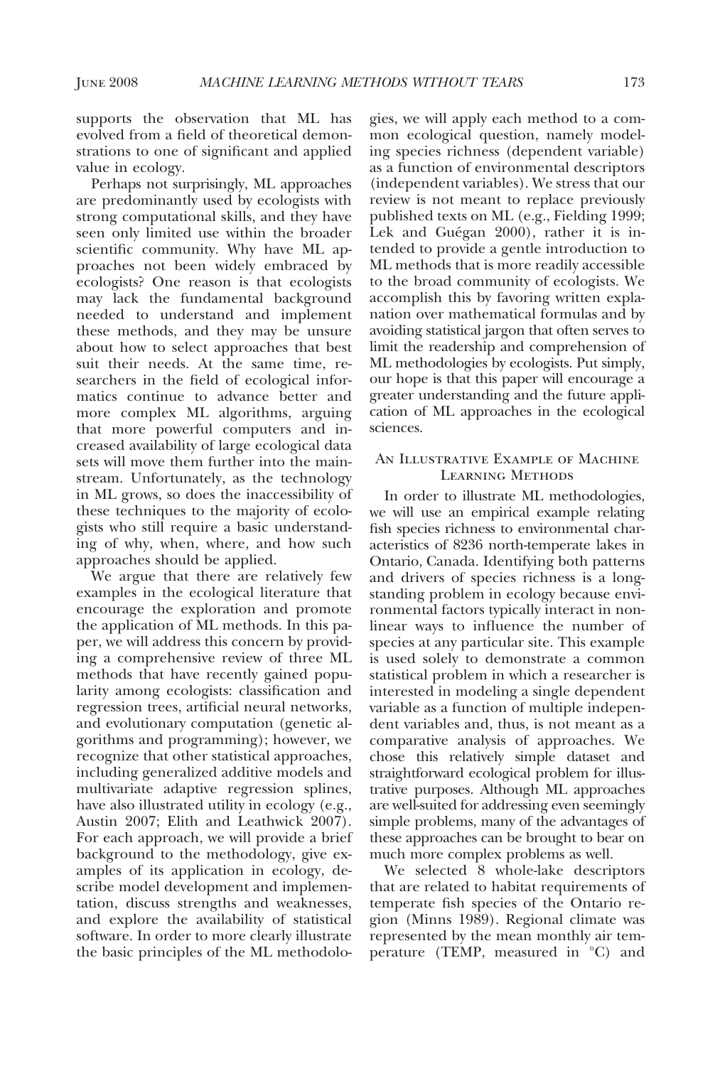supports the observation that ML has evolved from a field of theoretical demonstrations to one of significant and applied value in ecology.

Perhaps not surprisingly, ML approaches are predominantly used by ecologists with strong computational skills, and they have seen only limited use within the broader scientific community. Why have ML approaches not been widely embraced by ecologists? One reason is that ecologists may lack the fundamental background needed to understand and implement these methods, and they may be unsure about how to select approaches that best suit their needs. At the same time, researchers in the field of ecological informatics continue to advance better and more complex ML algorithms, arguing that more powerful computers and increased availability of large ecological data sets will move them further into the mainstream. Unfortunately, as the technology in ML grows, so does the inaccessibility of these techniques to the majority of ecologists who still require a basic understanding of why, when, where, and how such approaches should be applied.

We argue that there are relatively few examples in the ecological literature that encourage the exploration and promote the application of ML methods. In this paper, we will address this concern by providing a comprehensive review of three ML methods that have recently gained popularity among ecologists: classification and regression trees, artificial neural networks, and evolutionary computation (genetic algorithms and programming); however, we recognize that other statistical approaches, including generalized additive models and multivariate adaptive regression splines, have also illustrated utility in ecology (e.g., Austin 2007; Elith and Leathwick 2007). For each approach, we will provide a brief background to the methodology, give examples of its application in ecology, describe model development and implementation, discuss strengths and weaknesses, and explore the availability of statistical software. In order to more clearly illustrate the basic principles of the ML methodologies, we will apply each method to a common ecological question, namely modeling species richness (dependent variable) as a function of environmental descriptors (independent variables). We stress that our review is not meant to replace previously published texts on ML (e.g., Fielding 1999; Lek and Guégan 2000), rather it is intended to provide a gentle introduction to ML methods that is more readily accessible to the broad community of ecologists. We accomplish this by favoring written explanation over mathematical formulas and by avoiding statistical jargon that often serves to limit the readership and comprehension of ML methodologies by ecologists. Put simply, our hope is that this paper will encourage a greater understanding and the future application of ML approaches in the ecological sciences.

## An Illustrative Example of Machine Learning Methods

In order to illustrate ML methodologies, we will use an empirical example relating fish species richness to environmental characteristics of 8236 north-temperate lakes in Ontario, Canada. Identifying both patterns and drivers of species richness is a longstanding problem in ecology because environmental factors typically interact in nonlinear ways to influence the number of species at any particular site. This example is used solely to demonstrate a common statistical problem in which a researcher is interested in modeling a single dependent variable as a function of multiple independent variables and, thus, is not meant as a comparative analysis of approaches. We chose this relatively simple dataset and straightforward ecological problem for illustrative purposes. Although ML approaches are well-suited for addressing even seemingly simple problems, many of the advantages of these approaches can be brought to bear on much more complex problems as well.

We selected 8 whole-lake descriptors that are related to habitat requirements of temperate fish species of the Ontario region (Minns 1989). Regional climate was represented by the mean monthly air temperature (TEMP, measured in °C) and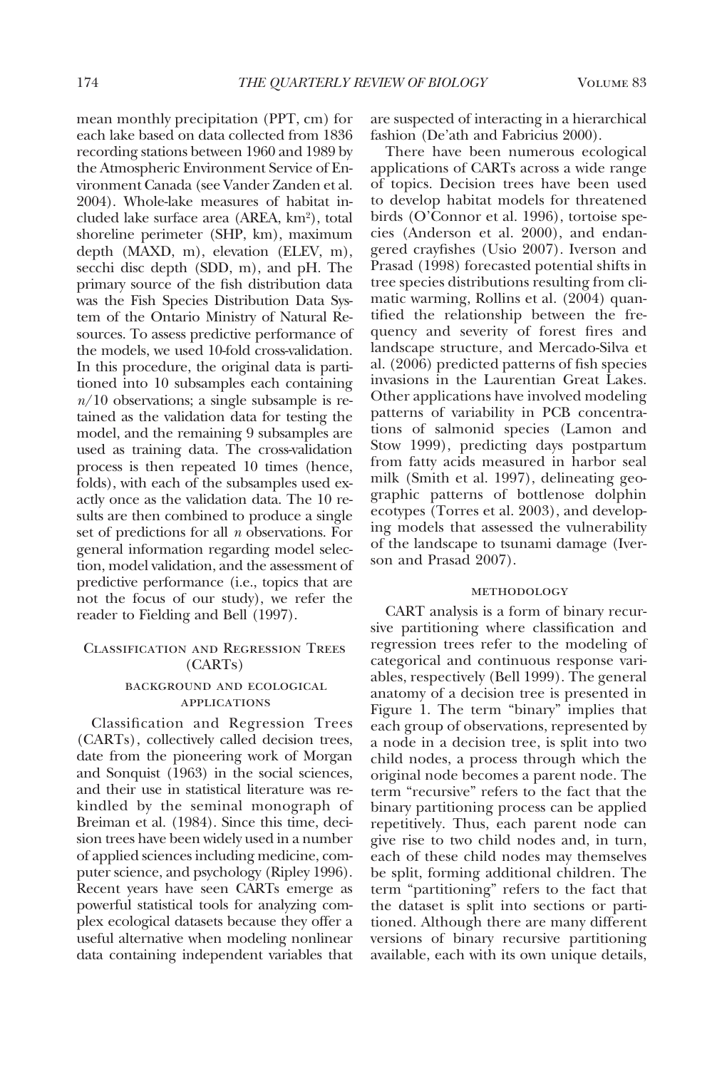mean monthly precipitation (PPT, cm) for each lake based on data collected from 1836 recording stations between 1960 and 1989 by the Atmospheric Environment Service of Environment Canada (see Vander Zanden et al. 2004). Whole-lake measures of habitat included lake surface area (AREA, km$^2$), total shoreline perimeter (SHP, km), maximum depth (MAXD, m), elevation (ELEV, m), secchi disc depth (SDD, m), and pH. The primary source of the fish distribution data was the Fish Species Distribution Data System of the Ontario Ministry of Natural Resources. To assess predictive performance of the models, we used 10-fold cross-validation. In this procedure, the original data is partitioned into 10 subsamples each containing $n/10$ observations; a single subsample is retained as the validation data for testing the model, and the remaining 9 subsamples are used as training data. The cross-validation process is then repeated 10 times (hence, folds), with each of the subsamples used exactly once as the validation data. The 10 results are then combined to produce a single set of predictions for all $n$ observations. For general information regarding model selection, model validation, and the assessment of predictive performance (i.e., topics that are not the focus of our study), we refer the reader to Fielding and Bell (1997).

## Classification and Regression Trees (CARTs)

### background and ecological applications

Classification and Regression Trees (CARTs), collectively called decision trees, date from the pioneering work of Morgan and Sonquist (1963) in the social sciences, and their use in statistical literature was rekindled by the seminal monograph of Breiman et al. (1984). Since this time, decision trees have been widely used in a number of applied sciences including medicine, computer science, and psychology (Ripley 1996). Recent years have seen CARTs emerge as powerful statistical tools for analyzing complex ecological datasets because they offer a useful alternative when modeling nonlinear data containing independent variables that are suspected of interacting in a hierarchical fashion (De'ath and Fabricius 2000).

There have been numerous ecological applications of CARTs across a wide range of topics. Decision trees have been used to develop habitat models for threatened birds (O'Connor et al. 1996), tortoise species (Anderson et al. 2000), and endangered crayfishes (Usio 2007). Iverson and Prasad (1998) forecasted potential shifts in tree species distributions resulting from climatic warming, Rollins et al. (2004) quantified the relationship between the frequency and severity of forest fires and landscape structure, and Mercado-Silva et al. (2006) predicted patterns of fish species invasions in the Laurentian Great Lakes. Other applications have involved modeling patterns of variability in PCB concentrations of salmonid species (Lamon and Stow 1999), predicting days postpartum from fatty acids measured in harbor seal milk (Smith et al. 1997), delineating geographic patterns of bottlenose dolphin ecotypes (Torres et al. 2003), and developing models that assessed the vulnerability of the landscape to tsunami damage (Iverson and Prasad 2007).

### methodology

CART analysis is a form of binary recursive partitioning where classification and regression trees refer to the modeling of categorical and continuous response variables, respectively (Bell 1999). The general anatomy of a decision tree is presented in Figure 1. The term "binary" implies that each group of observations, represented by a node in a decision tree, is split into two child nodes, a process through which the original node becomes a parent node. The term "recursive" refers to the fact that the binary partitioning process can be applied repetitively. Thus, each parent node can give rise to two child nodes and, in turn, each of these child nodes may themselves be split, forming additional children. The term "partitioning" refers to the fact that the dataset is split into sections or partitioned. Although there are many different versions of binary recursive partitioning available, each with its own unique details,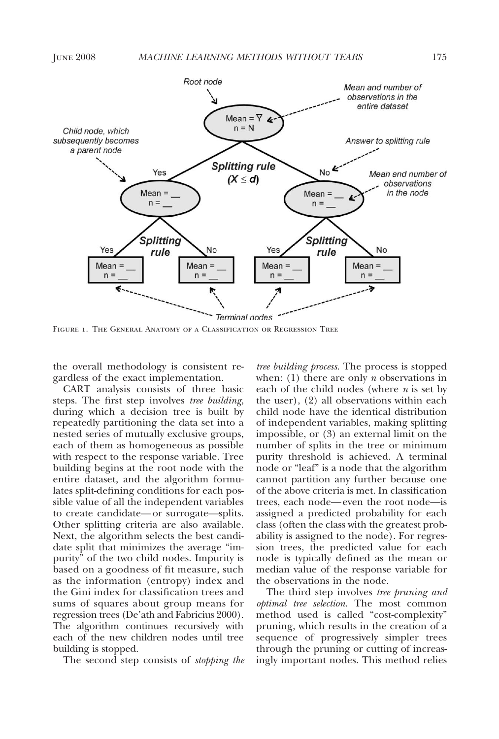Figure 1. The General Anatomy of a Classification or Regression Tree

the overall methodology is consistent regardless of the exact implementation.

CART analysis consists of three basic steps. The first step involves *tree building*, during which a decision tree is built by repeatedly partitioning the data set into a nested series of mutually exclusive groups, each of them as homogeneous as possible with respect to the response variable. Tree building begins at the root node with the entire dataset, and the algorithm formulates split-defining conditions for each possible value of all the independent variables to create candidate—or surrogate—splits. Other splitting criteria are also available. Next, the algorithm selects the best candidate split that minimizes the average "impurity" of the two child nodes. Impurity is based on a goodness of fit measure, such as the information (entropy) index and the Gini index for classification trees and sums of squares about group means for regression trees (De'ath and Fabricius 2000). The algorithm continues recursively with each of the new children nodes until tree building is stopped.

The second step consists of *stopping the tree building process*. The process is stopped when: (1) there are only $n$ observations in each of the child nodes (where $n$ is set by the user), (2) all observations within each child node have the identical distribution of independent variables, making splitting impossible, or (3) an external limit on the number of splits in the tree or minimum purity threshold is achieved. A terminal node or "leaf" is a node that the algorithm cannot partition any further because one of the above criteria is met. In classification trees, each node—even the root node—is assigned a predicted probability for each class (often the class with the greatest probability is assigned to the node). For regression trees, the predicted value for each node is typically defined as the mean or median value of the response variable for the observations in the node.

The third step involves *tree pruning and optimal tree selection*. The most common method used is called "cost-complexity" pruning, which results in the creation of a sequence of progressively simpler trees through the pruning or cutting of increasingly important nodes. This method relies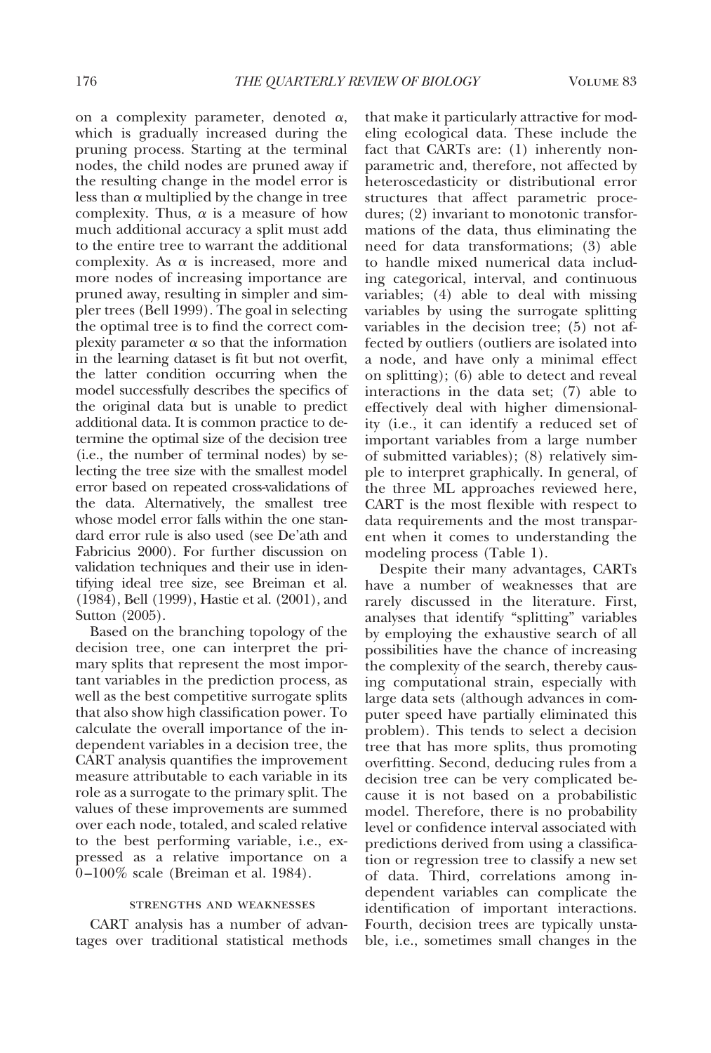on a complexity parameter, denoted $\alpha$, which is gradually increased during the pruning process. Starting at the terminal nodes, the child nodes are pruned away if the resulting change in the model error is less than $\alpha$ multiplied by the change in tree complexity. Thus, $\alpha$ is a measure of how much additional accuracy a split must add to the entire tree to warrant the additional complexity. As $\alpha$ is increased, more and more nodes of increasing importance are pruned away, resulting in simpler and simpler trees (Bell 1999). The goal in selecting the optimal tree is to find the correct complexity parameter $\alpha$ so that the information in the learning dataset is fit but not overfit, the latter condition occurring when the model successfully describes the specifics of the original data but is unable to predict additional data. It is common practice to determine the optimal size of the decision tree (i.e., the number of terminal nodes) by selecting the tree size with the smallest model error based on repeated cross-validations of the data. Alternatively, the smallest tree whose model error falls within the one standard error rule is also used (see De'ath and Fabricius 2000). For further discussion on validation techniques and their use in identifying ideal tree size, see Breiman et al. (1984), Bell (1999), Hastie et al. (2001), and Sutton (2005).

Based on the branching topology of the decision tree, one can interpret the primary splits that represent the most important variables in the prediction process, as well as the best competitive surrogate splits that also show high classification power. To calculate the overall importance of the independent variables in a decision tree, the CART analysis quantifies the improvement measure attributable to each variable in its role as a surrogate to the primary split. The values of these improvements are summed over each node, totaled, and scaled relative to the best performing variable, i.e., expressed as a relative importance on a 0–100% scale (Breiman et al. 1984).

### STRENGTHS AND WEAKNESSES

CART analysis has a number of advantages over traditional statistical methods that make it particularly attractive for modeling ecological data. These include the fact that CARTs are: (1) inherently nonparametric and, therefore, not affected by heteroscedasticity or distributional error structures that affect parametric procedures; (2) invariant to monotonic transformations of the data, thus eliminating the need for data transformations; (3) able to handle mixed numerical data including categorical, interval, and continuous variables; (4) able to deal with missing variables by using the surrogate splitting variables in the decision tree; (5) not affected by outliers (outliers are isolated into a node, and have only a minimal effect on splitting); (6) able to detect and reveal interactions in the data set; (7) able to effectively deal with higher dimensionality (i.e., it can identify a reduced set of important variables from a large number of submitted variables); (8) relatively simple to interpret graphically. In general, of the three ML approaches reviewed here, CART is the most flexible with respect to data requirements and the most transparent when it comes to understanding the modeling process (Table 1).

Despite their many advantages, CARTs have a number of weaknesses that are rarely discussed in the literature. First, analyses that identify "splitting" variables by employing the exhaustive search of all possibilities have the chance of increasing the complexity of the search, thereby causing computational strain, especially with large data sets (although advances in computer speed have partially eliminated this problem). This tends to select a decision tree that has more splits, thus promoting overfitting. Second, deducing rules from a decision tree can be very complicated because it is not based on a probabilistic model. Therefore, there is no probability level or confidence interval associated with predictions derived from using a classification or regression tree to classify a new set of data. Third, correlations among independent variables can complicate the identification of important interactions. Fourth, decision trees are typically unstable, i.e., sometimes small changes in the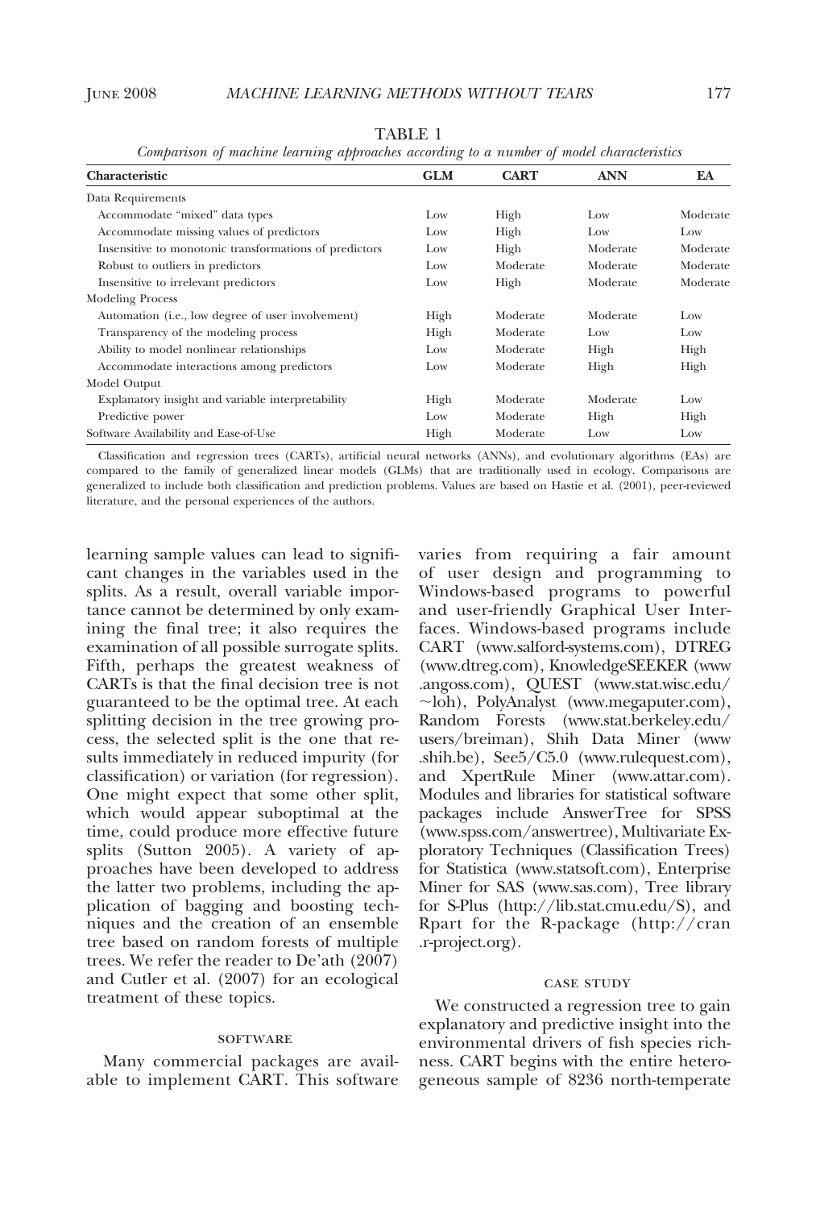TABLE 1

*Comparison of machine learning approaches according to a number of model characteristics*

| Characteristic | GLM | CART | ANN | EA |
|---|---|---|---|---|
| Data Requirements | | | | |
| Accommodate "mixed" data types | Low | High | Low | Moderate |
| Accommodate missing values of predictors | Low | High | Low | Low |
| Insensitive to monotonic transformations of predictors | Low | High | Moderate | Moderate |
| Robust to outliers in predictors | Low | Moderate | Moderate | Moderate |
| Insensitive to irrelevant predictors | Low | High | Moderate | Moderate |
| Modeling Process | | | | |
| Automation (i.e., low degree of user involvement) | High | Moderate | Moderate | Low |
| Transparency of the modeling process | High | Moderate | Low | Low |
| Ability to model nonlinear relationships | Low | Moderate | High | High |
| Accommodate interactions among predictors | Low | Moderate | High | High |
| Model Output | | | | |
| Explanatory insight and variable interpretability | High | Moderate | Moderate | Low |
| Predictive power | Low | Moderate | High | High |
| Software Availability and Ease-of-Use | High | Moderate | Low | Low |

Classification and regression trees (CARTs), artificial neural networks (ANNs), and evolutionary algorithms (EAs) are compared to the family of generalized linear models (GLMs) that are traditionally used in ecology. Comparisons are generalized to include both classification and prediction problems. Values are based on Hastie et al. (2001), peer-reviewed literature, and the personal experiences of the authors.

learning sample values can lead to significant changes in the variables used in the splits. As a result, overall variable importance cannot be determined by only examining the final tree; it also requires the examination of all possible surrogate splits. Fifth, perhaps the greatest weakness of CARTs is that the final decision tree is not guaranteed to be the optimal tree. At each splitting decision in the tree growing process, the selected split is the one that results immediately in reduced impurity (for classification) or variation (for regression). One might expect that some other split, which would appear suboptimal at the time, could produce more effective future splits (Sutton 2005). A variety of approaches have been developed to address the latter two problems, including the application of bagging and boosting techniques and the creation of an ensemble tree based on random forests of multiple trees. We refer the reader to De'ath (2007) and Cutler et al. (2007) for an ecological treatment of these topics.

### SOFTWARE

Many commercial packages are available to implement CART. This software varies from requiring a fair amount of user design and programming to Windows-based programs to powerful and user-friendly Graphical User Interfaces. Windows-based programs include CART (www.salford-systems.com), DTREG (www.dtreg.com), KnowledgeSEEKER (www.angoss.com), QUEST (www.stat.wisc.edu/~loh), PolyAnalyst (www.megaputer.com), Random Forests (www.stat.berkeley.edu/users/breiman), Shih Data Miner (www.shih.be), See5/C5.0 (www.rulequest.com), and XpertRule Miner (www.attar.com). Modules and libraries for statistical software packages include AnswerTree for SPSS (www.spss.com/answertree), Multivariate Exploratory Techniques (Classification Trees) for Statistica (www.statsoft.com), Enterprise Miner for SAS (www.sas.com), Tree library for S-Plus (http://lib.stat.cmu.edu/S), and Rpart for the R-package (http://cran.r-project.org).

### CASE STUDY

We constructed a regression tree to gain explanatory and predictive insight into the environmental drivers of fish species richness. CART begins with the entire heterogeneous sample of 8236 north-temperate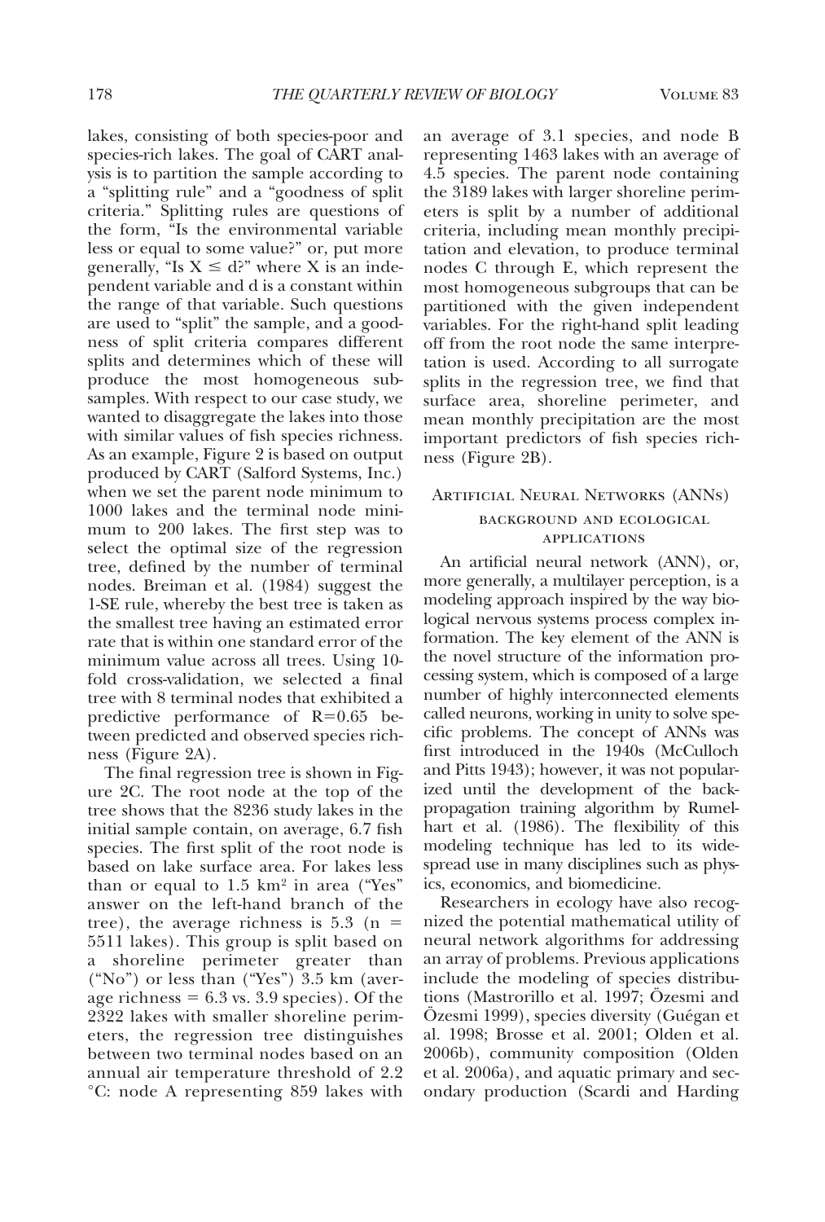lakes, consisting of both species-poor and species-rich lakes. The goal of CART analysis is to partition the sample according to a "splitting rule" and a "goodness of split criteria." Splitting rules are questions of the form, "Is the environmental variable less or equal to some value?" or, put more generally, "Is $X \leq d$?" where X is an independent variable and d is a constant within the range of that variable. Such questions are used to "split" the sample, and a goodness of split criteria compares different splits and determines which of these will produce the most homogeneous subsamples. With respect to our case study, we wanted to disaggregate the lakes into those with similar values of fish species richness. As an example, Figure 2 is based on output produced by CART (Salford Systems, Inc.) when we set the parent node minimum to 1000 lakes and the terminal node minimum to 200 lakes. The first step was to select the optimal size of the regression tree, defined by the number of terminal nodes. Breiman et al. (1984) suggest the 1-SE rule, whereby the best tree is taken as the smallest tree having an estimated error rate that is within one standard error of the minimum value across all trees. Using 10-fold cross-validation, we selected a final tree with 8 terminal nodes that exhibited a predictive performance of $R=0.65$ between predicted and observed species richness (Figure 2A).

The final regression tree is shown in Figure 2C. The root node at the top of the tree shows that the 8236 study lakes in the initial sample contain, on average, 6.7 fish species. The first split of the root node is based on lake surface area. For lakes less than or equal to 1.5 km$^2$ in area ("Yes" answer on the left-hand branch of the tree), the average richness is 5.3 ($n = 5511$ lakes). This group is split based on a shoreline perimeter greater than ("No") or less than ("Yes") 3.5 km (average richness = 6.3 vs. 3.9 species). Of the 2322 lakes with smaller shoreline perimeters, the regression tree distinguishes between two terminal nodes based on an annual air temperature threshold of 2.2 °C: node A representing 859 lakes with an average of 3.1 species, and node B representing 1463 lakes with an average of 4.5 species. The parent node containing the 3189 lakes with larger shoreline perimeters is split by a number of additional criteria, including mean monthly precipitation and elevation, to produce terminal nodes C through E, which represent the most homogeneous subgroups that can be partitioned with the given independent variables. For the right-hand split leading off from the root node the same interpretation is used. According to all surrogate splits in the regression tree, we find that surface area, shoreline perimeter, and mean monthly precipitation are the most important predictors of fish species richness (Figure 2B).

## Artificial Neural Networks (ANNs)

### background and ecological applications

An artificial neural network (ANN), or, more generally, a multilayer perception, is a modeling approach inspired by the way biological nervous systems process complex information. The key element of the ANN is the novel structure of the information processing system, which is composed of a large number of highly interconnected elements called neurons, working in unity to solve specific problems. The concept of ANNs was first introduced in the 1940s (McCulloch and Pitts 1943); however, it was not popularized until the development of the backpropagation training algorithm by Rumelhart et al. (1986). The flexibility of this modeling technique has led to its widespread use in many disciplines such as physics, economics, and biomedicine.

Researchers in ecology have also recognized the potential mathematical utility of neural network algorithms for addressing an array of problems. Previous applications include the modeling of species distributions (Mastrorillo et al. 1997; Özesmi and Özesmi 1999), species diversity (Guégan et al. 1998; Brosse et al. 2001; Olden et al. 2006b), community composition (Olden et al. 2006a), and aquatic primary and secondary production (Scardi and Harding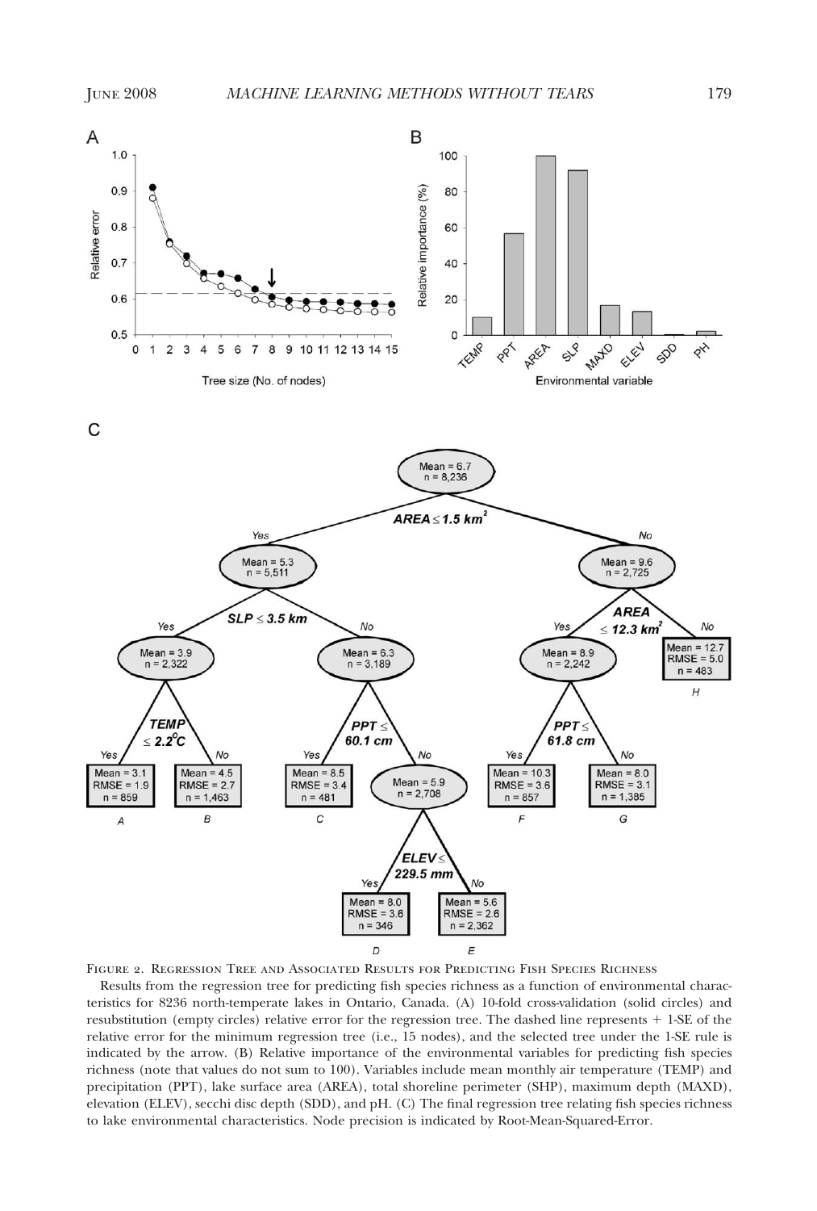Figure 2. Regression Tree and Associated Results for Predicting Fish Species Richness

Results from the regression tree for predicting fish species richness as a function of environmental characteristics for 8236 north-temperate lakes in Ontario, Canada. (A) 10-fold cross-validation (solid circles) and resubstitution (empty circles) relative error for the regression tree. The dashed line represents + 1-SE of the relative error for the minimum regression tree (i.e., 15 nodes), and the selected tree under the 1-SE rule is indicated by the arrow. (B) Relative importance of the environmental variables for predicting fish species richness (note that values do not sum to 100). Variables include mean monthly air temperature (TEMP) and precipitation (PPT), lake surface area (AREA), total shoreline perimeter (SHP), maximum depth (MAXD), elevation (ELEV), secchi disc depth (SDD), and pH. (C) The final regression tree relating fish species richness to lake environmental characteristics. Node precision is indicated by Root-Mean-Squared-Error.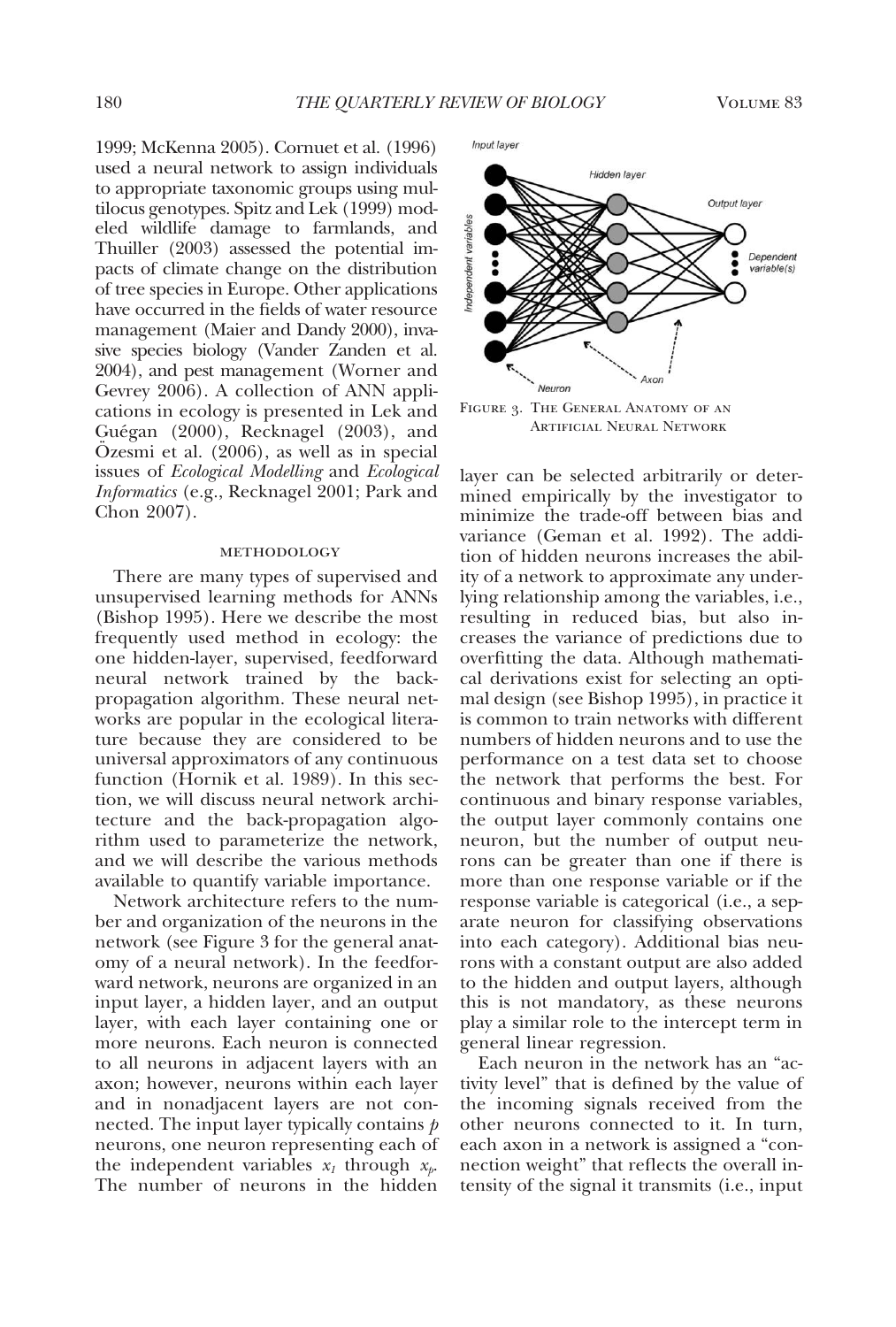1999; McKenna 2005). Cornuet et al. (1996) used a neural network to assign individuals to appropriate taxonomic groups using multilocus genotypes. Spitz and Lek (1999) modeled wildlife damage to farmlands, and Thuiller (2003) assessed the potential impacts of climate change on the distribution of tree species in Europe. Other applications have occurred in the fields of water resource management (Maier and Dandy 2000), invasive species biology (Vander Zanden et al. 2004), and pest management (Worner and Gevrey 2006). A collection of ANN applications in ecology is presented in Lek and Guégan (2000), Recknagel (2003), and Özesmi et al. (2006), as well as in special issues of *Ecological Modelling* and *Ecological Informatics* (e.g., Recknagel 2001; Park and Chon 2007).

## METHODOLOGY

There are many types of supervised and unsupervised learning methods for ANNs (Bishop 1995). Here we describe the most frequently used method in ecology: the one hidden-layer, supervised, feedforward neural network trained by the back-propagation algorithm. These neural networks are popular in the ecological literature because they are considered to be universal approximators of any continuous function (Hornik et al. 1989). In this section, we will discuss neural network architecture and the back-propagation algorithm used to parameterize the network, and we will describe the various methods available to quantify variable importance.

Network architecture refers to the number and organization of the neurons in the network (see Figure 3 for the general anatomy of a neural network). In the feedforward network, neurons are organized in an input layer, a hidden layer, and an output layer, with each layer containing one or more neurons. Each neuron is connected to all neurons in adjacent layers with an axon; however, neurons within each layer and in nonadjacent layers are not connected. The input layer typically contains $p$ neurons, one neuron representing each of the independent variables $x_1$ through $x_p$. The number of neurons in the hidden layer can be selected arbitrarily or determined empirically by the investigator to minimize the trade-off between bias and variance (Geman et al. 1992). The addition of hidden neurons increases the ability of a network to approximate any underlying relationship among the variables, i.e., resulting in reduced bias, but also increases the variance of predictions due to overfitting the data. Although mathematical derivations exist for selecting an optimal design (see Bishop 1995), in practice it is common to train networks with different numbers of hidden neurons and to use the performance on a test data set to choose the network that performs the best. For continuous and binary response variables, the output layer commonly contains one neuron, but the number of output neurons can be greater than one if there is more than one response variable or if the response variable is categorical (i.e., a separate neuron for classifying observations into each category). Additional bias neurons with a constant output are also added to the hidden and output layers, although this is not mandatory, as these neurons play a similar role to the intercept term in general linear regression.

FIGURE 3. THE GENERAL ANATOMY OF AN ARTIFICIAL NEURAL NETWORK

Each neuron in the network has an "activity level" that is defined by the value of the incoming signals received from the other neurons connected to it. In turn, each axon in a network is assigned a "connection weight" that reflects the overall intensity of the signal it transmits (i.e., input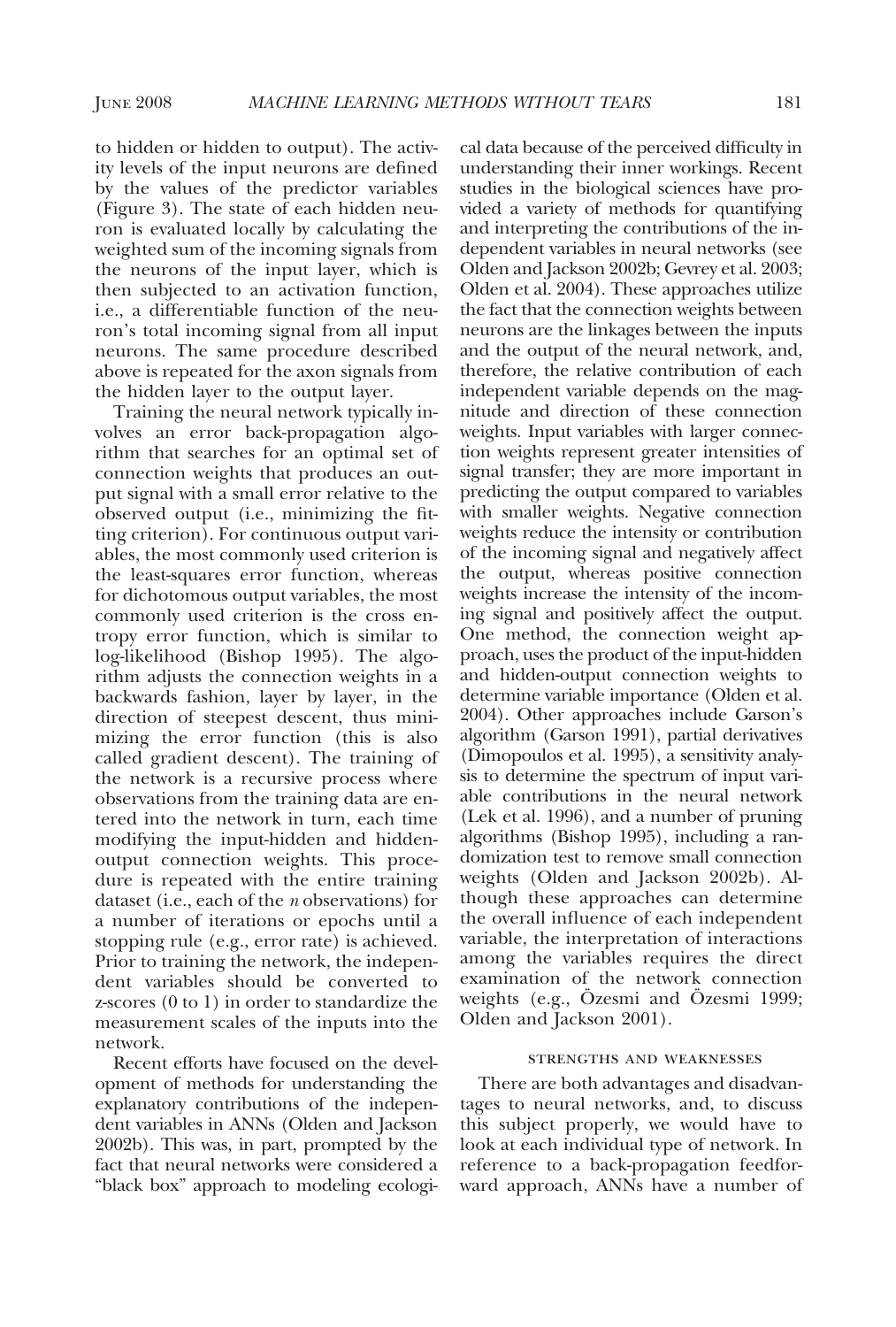to hidden or hidden to output). The activity levels of the input neurons are defined by the values of the predictor variables (Figure 3). The state of each hidden neuron is evaluated locally by calculating the weighted sum of the incoming signals from the neurons of the input layer, which is then subjected to an activation function, i.e., a differentiable function of the neuron's total incoming signal from all input neurons. The same procedure described above is repeated for the axon signals from the hidden layer to the output layer.

Training the neural network typically involves an error back-propagation algorithm that searches for an optimal set of connection weights that produces an output signal with a small error relative to the observed output (i.e., minimizing the fitting criterion). For continuous output variables, the most commonly used criterion is the least-squares error function, whereas for dichotomous output variables, the most commonly used criterion is the cross entropy error function, which is similar to log-likelihood (Bishop 1995). The algorithm adjusts the connection weights in a backwards fashion, layer by layer, in the direction of steepest descent, thus minimizing the error function (this is also called gradient descent). The training of the network is a recursive process where observations from the training data are entered into the network in turn, each time modifying the input-hidden and hidden-output connection weights. This procedure is repeated with the entire training dataset (i.e., each of the *n* observations) for a number of iterations or epochs until a stopping rule (e.g., error rate) is achieved. Prior to training the network, the independent variables should be converted to z-scores (0 to 1) in order to standardize the measurement scales of the inputs into the network.

Recent efforts have focused on the development of methods for understanding the explanatory contributions of the independent variables in ANNs (Olden and Jackson 2002b). This was, in part, prompted by the fact that neural networks were considered a "black box" approach to modeling ecological data because of the perceived difficulty in understanding their inner workings. Recent studies in the biological sciences have provided a variety of methods for quantifying and interpreting the contributions of the independent variables in neural networks (see Olden and Jackson 2002b; Gevrey et al. 2003; Olden et al. 2004). These approaches utilize the fact that the connection weights between neurons are the linkages between the inputs and the output of the neural network, and, therefore, the relative contribution of each independent variable depends on the magnitude and direction of these connection weights. Input variables with larger connection weights represent greater intensities of signal transfer; they are more important in predicting the output compared to variables with smaller weights. Negative connection weights reduce the intensity or contribution of the incoming signal and negatively affect the output, whereas positive connection weights increase the intensity of the incoming signal and positively affect the output. One method, the connection weight approach, uses the product of the input-hidden and hidden-output connection weights to determine variable importance (Olden et al. 2004). Other approaches include Garson's algorithm (Garson 1991), partial derivatives (Dimopoulos et al. 1995), a sensitivity analysis to determine the spectrum of input variable contributions in the neural network (Lek et al. 1996), and a number of pruning algorithms (Bishop 1995), including a randomization test to remove small connection weights (Olden and Jackson 2002b). Although these approaches can determine the overall influence of each independent variable, the interpretation of interactions among the variables requires the direct examination of the network connection weights (e.g., Özesmi and Özesmi 1999; Olden and Jackson 2001).

### STRENGTHS AND WEAKNESSES

There are both advantages and disadvantages to neural networks, and, to discuss this subject properly, we would have to look at each individual type of network. In reference to a back-propagation feedforward approach, ANNs have a number of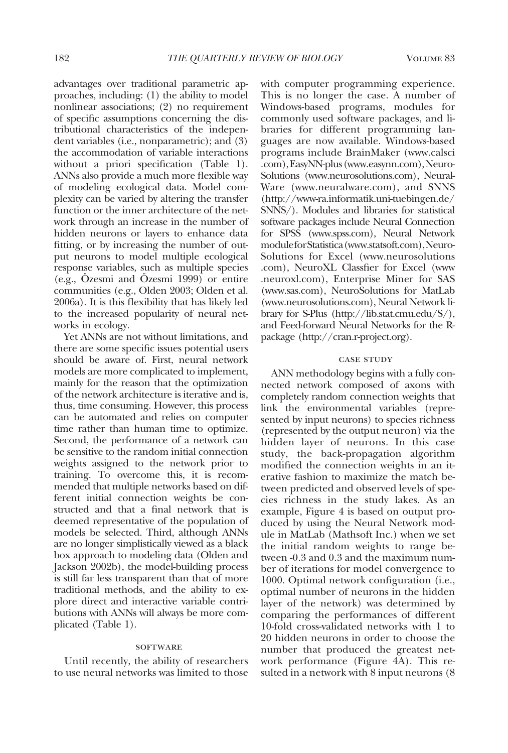advantages over traditional parametric approaches, including: (1) the ability to model nonlinear associations; (2) no requirement of specific assumptions concerning the distributional characteristics of the independent variables (i.e., nonparametric); and (3) the accommodation of variable interactions without a priori specification (Table 1). ANNs also provide a much more flexible way of modeling ecological data. Model complexity can be varied by altering the transfer function or the inner architecture of the network through an increase in the number of hidden neurons or layers to enhance data fitting, or by increasing the number of output neurons to model multiple ecological response variables, such as multiple species (e.g., Özesmi and Özesmi 1999) or entire communities (e.g., Olden 2003; Olden et al. 2006a). It is this flexibility that has likely led to the increased popularity of neural networks in ecology.

Yet ANNs are not without limitations, and there are some specific issues potential users should be aware of. First, neural network models are more complicated to implement, mainly for the reason that the optimization of the network architecture is iterative and is, thus, time consuming. However, this process can be automated and relies on computer time rather than human time to optimize. Second, the performance of a network can be sensitive to the random initial connection weights assigned to the network prior to training. To overcome this, it is recommended that multiple networks based on different initial connection weights be constructed and that a final network that is deemed representative of the population of models be selected. Third, although ANNs are no longer simplistically viewed as a black box approach to modeling data (Olden and Jackson 2002b), the model-building process is still far less transparent than that of more traditional methods, and the ability to explore direct and interactive variable contributions with ANNs will always be more complicated (Table 1).

## Software

Until recently, the ability of researchers to use neural networks was limited to those with computer programming experience. This is no longer the case. A number of Windows-based programs, modules for commonly used software packages, and libraries for different programming languages are now available. Windows-based programs include BrainMaker (www.calsci.com), EasyNN-plus (www.easynn.com), NeuroSolutions (www.neurosolutions.com), NeuralWare (www.neuralware.com), and SNNS (http://www-ra.informatik.uni-tuebingen.de/SNNS/). Modules and libraries for statistical software packages include Neural Connection for SPSS (www.spss.com), Neural Network module for Statistica (www.statsoft.com), NeuroSolutions for Excel (www.neurosolutions.com), NeuroXL Classfier for Excel (www.neuroxl.com), Enterprise Miner for SAS (www.sas.com), NeuroSolutions for MatLab (www.neurosolutions.com), Neural Network library for S-Plus (http://lib.stat.cmu.edu/S/), and Feed-forward Neural Networks for the R-package (http://cran.r-project.org).

## Case Study

ANN methodology begins with a fully connected network composed of axons with completely random connection weights that link the environmental variables (represented by input neurons) to species richness (represented by the output neuron) via the hidden layer of neurons. In this case study, the back-propagation algorithm modified the connection weights in an iterative fashion to maximize the match between predicted and observed levels of species richness in the study lakes. As an example, Figure 4 is based on output produced by using the Neural Network module in MatLab (Mathsoft Inc.) when we set the initial random weights to range between -0.3 and 0.3 and the maximum number of iterations for model convergence to 1000. Optimal network configuration (i.e., optimal number of neurons in the hidden layer of the network) was determined by comparing the performances of different 10-fold cross-validated networks with 1 to 20 hidden neurons in order to choose the number that produced the greatest network performance (Figure 4A). This resulted in a network with 8 input neurons (8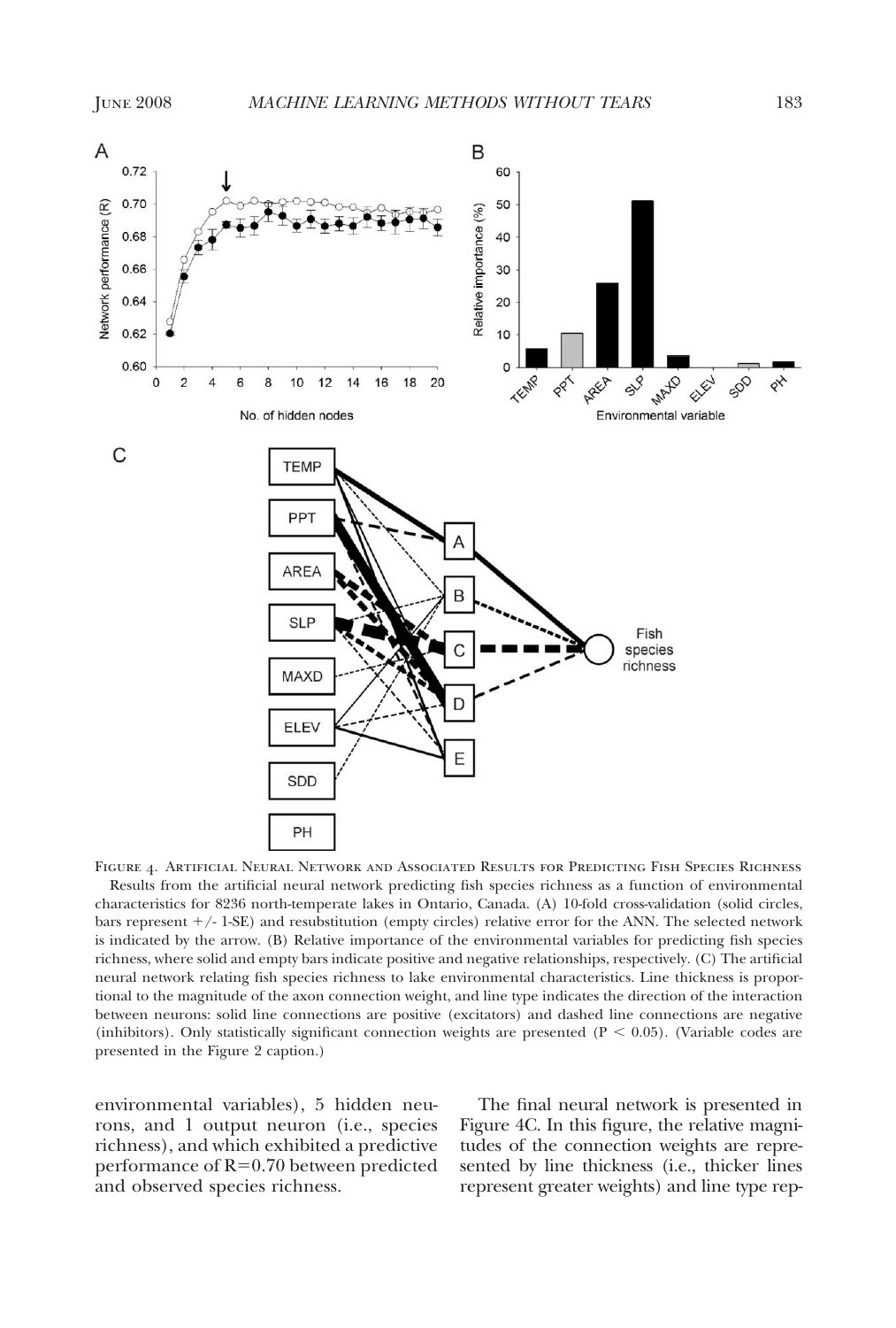FIGURE 4. ARTIFICIAL NEURAL NETWORK AND ASSOCIATED RESULTS FOR PREDICTING FISH SPECIES RICHNESS

Results from the artificial neural network predicting fish species richness as a function of environmental characteristics for 8236 north-temperate lakes in Ontario, Canada. (A) 10-fold cross-validation (solid circles, bars represent +/- 1-SE) and resubstitution (empty circles) relative error for the ANN. The selected network is indicated by the arrow. (B) Relative importance of the environmental variables for predicting fish species richness, where solid and empty bars indicate positive and negative relationships, respectively. (C) The artificial neural network relating fish species richness to lake environmental characteristics. Line thickness is proportional to the magnitude of the axon connection weight, and line type indicates the direction of the interaction between neurons: solid line connections are positive (excitators) and dashed line connections are negative (inhibitors). Only statistically significant connection weights are presented ($P < 0.05$). (Variable codes are presented in the Figure 2 caption.)

environmental variables), 5 hidden neurons, and 1 output neuron (i.e., species richness), and which exhibited a predictive performance of $R=0.70$ between predicted and observed species richness.

The final neural network is presented in Figure 4C. In this figure, the relative magnitudes of the connection weights are represented by line thickness (i.e., thicker lines represent greater weights) and line type rep-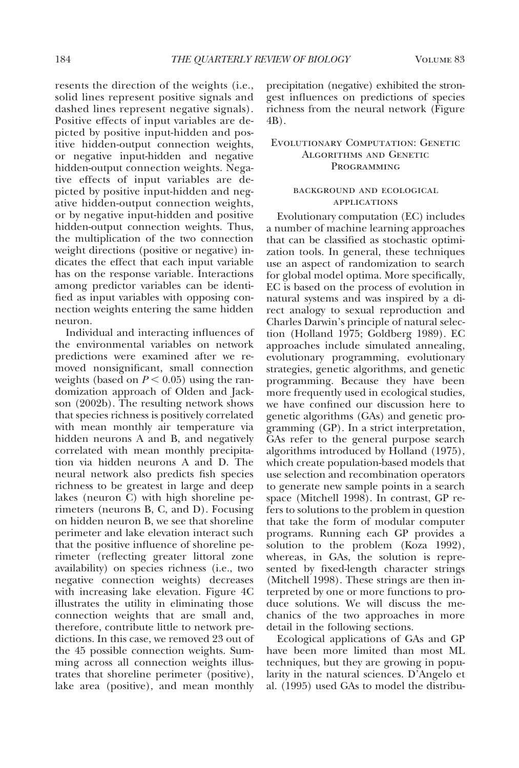resents the direction of the weights (i.e., solid lines represent positive signals and dashed lines represent negative signals). Positive effects of input variables are depicted by positive input-hidden and positive hidden-output connection weights, or negative input-hidden and negative hidden-output connection weights. Negative effects of input variables are depicted by positive input-hidden and negative hidden-output connection weights, or by negative input-hidden and positive hidden-output connection weights. Thus, the multiplication of the two connection weight directions (positive or negative) indicates the effect that each input variable has on the response variable. Interactions among predictor variables can be identified as input variables with opposing connection weights entering the same hidden neuron.

Individual and interacting influences of the environmental variables on network predictions were examined after we removed nonsignificant, small connection weights (based on $P < 0.05$) using the randomization approach of Olden and Jackson (2002b). The resulting network shows that species richness is positively correlated with mean monthly air temperature via hidden neurons A and B, and negatively correlated with mean monthly precipitation via hidden neurons A and D. The neural network also predicts fish species richness to be greatest in large and deep lakes (neuron C) with high shoreline perimeters (neurons B, C, and D). Focusing on hidden neuron B, we see that shoreline perimeter and lake elevation interact such that the positive influence of shoreline perimeter (reflecting greater littoral zone availability) on species richness (i.e., two negative connection weights) decreases with increasing lake elevation. Figure 4C illustrates the utility in eliminating those connection weights that are small and, therefore, contribute little to network predictions. In this case, we removed 23 out of the 45 possible connection weights. Summing across all connection weights illustrates that shoreline perimeter (positive), lake area (positive), and mean monthly precipitation (negative) exhibited the strongest influences on predictions of species richness from the neural network (Figure 4B).

## Evolutionary Computation: Genetic Algorithms and Genetic Programming

### background and ecological applications

Evolutionary computation (EC) includes a number of machine learning approaches that can be classified as stochastic optimization tools. In general, these techniques use an aspect of randomization to search for global model optima. More specifically, EC is based on the process of evolution in natural systems and was inspired by a direct analogy to sexual reproduction and Charles Darwin's principle of natural selection (Holland 1975; Goldberg 1989). EC approaches include simulated annealing, evolutionary programming, evolutionary strategies, genetic algorithms, and genetic programming. Because they have been more frequently used in ecological studies, we have confined our discussion here to genetic algorithms (GAs) and genetic programming (GP). In a strict interpretation, GAs refer to the general purpose search algorithms introduced by Holland (1975), which create population-based models that use selection and recombination operators to generate new sample points in a search space (Mitchell 1998). In contrast, GP refers to solutions to the problem in question that take the form of modular computer programs. Running each GP provides a solution to the problem (Koza 1992), whereas, in GAs, the solution is represented by fixed-length character strings (Mitchell 1998). These strings are then interpreted by one or more functions to produce solutions. We will discuss the mechanics of the two approaches in more detail in the following sections.

Ecological applications of GAs and GP have been more limited than most ML techniques, but they are growing in popularity in the natural sciences. D'Angelo et al. (1995) used GAs to model the distribu-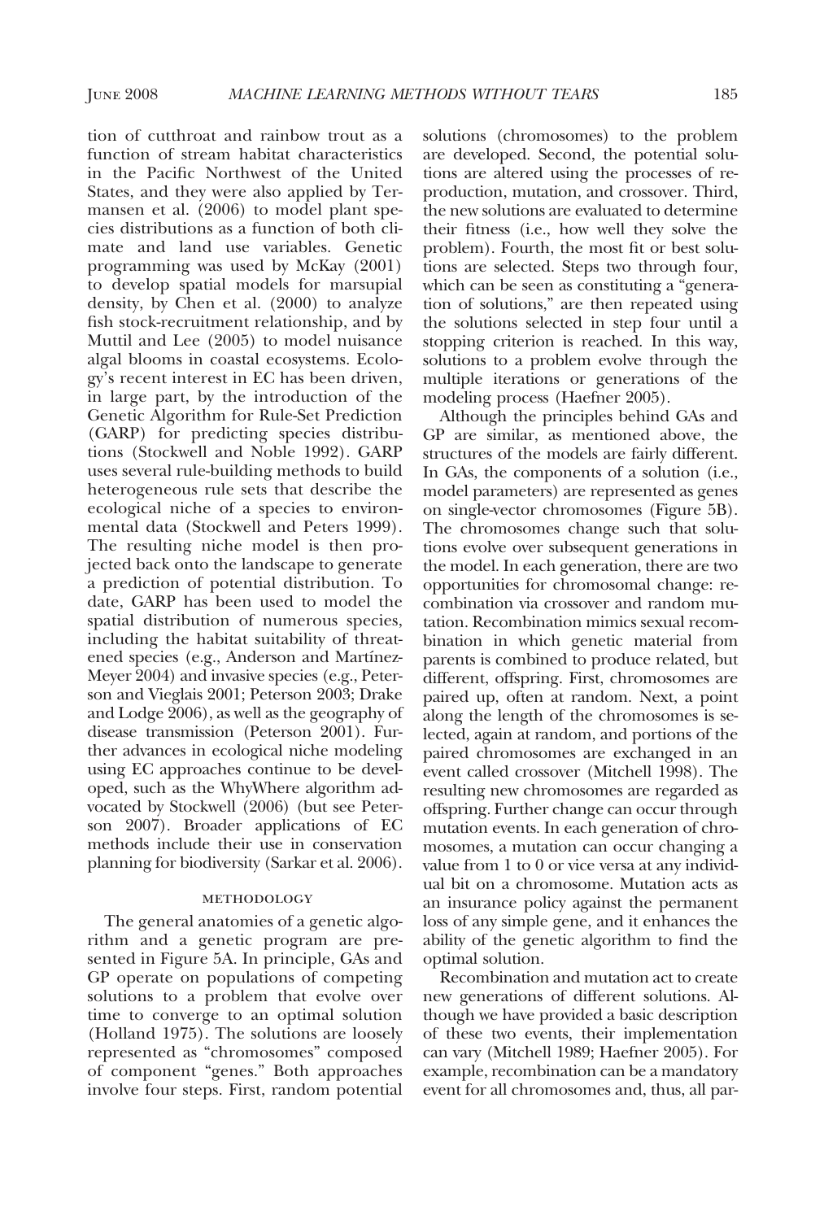tion of cutthroat and rainbow trout as a function of stream habitat characteristics in the Pacific Northwest of the United States, and they were also applied by Termansen et al. (2006) to model plant species distributions as a function of both climate and land use variables. Genetic programming was used by McKay (2001) to develop spatial models for marsupial density, by Chen et al. (2000) to analyze fish stock-recruitment relationship, and by Muttil and Lee (2005) to model nuisance algal blooms in coastal ecosystems. Ecology's recent interest in EC has been driven, in large part, by the introduction of the Genetic Algorithm for Rule-Set Prediction (GARP) for predicting species distributions (Stockwell and Noble 1992). GARP uses several rule-building methods to build heterogeneous rule sets that describe the ecological niche of a species to environmental data (Stockwell and Peters 1999). The resulting niche model is then projected back onto the landscape to generate a prediction of potential distribution. To date, GARP has been used to model the spatial distribution of numerous species, including the habitat suitability of threatened species (e.g., Anderson and Martínez-Meyer 2004) and invasive species (e.g., Peterson and Vieglais 2001; Peterson 2003; Drake and Lodge 2006), as well as the geography of disease transmission (Peterson 2001). Further advances in ecological niche modeling using EC approaches continue to be developed, such as the WhyWhere algorithm advocated by Stockwell (2006) (but see Peterson 2007). Broader applications of EC methods include their use in conservation planning for biodiversity (Sarkar et al. 2006).

### METHODOLOGY

The general anatomies of a genetic algorithm and a genetic program are presented in Figure 5A. In principle, GAs and GP operate on populations of competing solutions to a problem that evolve over time to converge to an optimal solution (Holland 1975). The solutions are loosely represented as "chromosomes" composed of component "genes." Both approaches involve four steps. First, random potential solutions (chromosomes) to the problem are developed. Second, the potential solutions are altered using the processes of reproduction, mutation, and crossover. Third, the new solutions are evaluated to determine their fitness (i.e., how well they solve the problem). Fourth, the most fit or best solutions are selected. Steps two through four, which can be seen as constituting a "generation of solutions," are then repeated using the solutions selected in step four until a stopping criterion is reached. In this way, solutions to a problem evolve through the multiple iterations or generations of the modeling process (Haefner 2005).

Although the principles behind GAs and GP are similar, as mentioned above, the structures of the models are fairly different. In GAs, the components of a solution (i.e., model parameters) are represented as genes on single-vector chromosomes (Figure 5B). The chromosomes change such that solutions evolve over subsequent generations in the model. In each generation, there are two opportunities for chromosomal change: recombination via crossover and random mutation. Recombination mimics sexual recombination in which genetic material from parents is combined to produce related, but different, offspring. First, chromosomes are paired up, often at random. Next, a point along the length of the chromosomes is selected, again at random, and portions of the paired chromosomes are exchanged in an event called crossover (Mitchell 1998). The resulting new chromosomes are regarded as offspring. Further change can occur through mutation events. In each generation of chromosomes, a mutation can occur changing a value from 1 to 0 or vice versa at any individual bit on a chromosome. Mutation acts as an insurance policy against the permanent loss of any simple gene, and it enhances the ability of the genetic algorithm to find the optimal solution.

Recombination and mutation act to create new generations of different solutions. Although we have provided a basic description of these two events, their implementation can vary (Mitchell 1989; Haefner 2005). For example, recombination can be a mandatory event for all chromosomes and, thus, all par-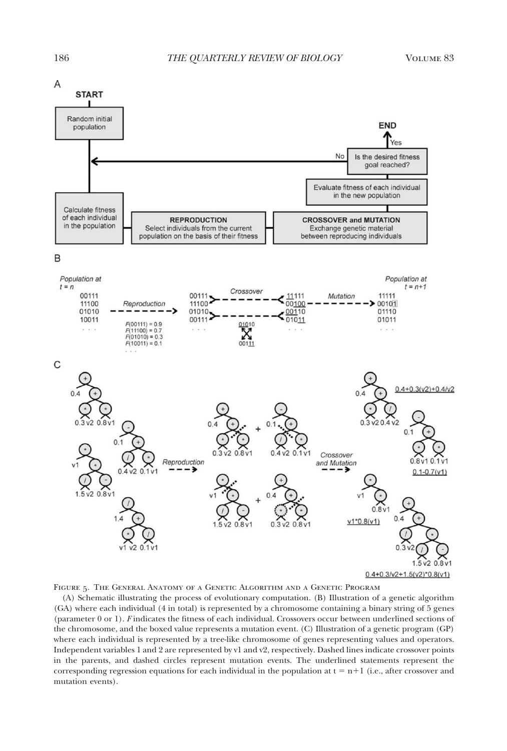FIGURE 5. THE GENERAL ANATOMY OF A GENETIC ALGORITHM AND A GENETIC PROGRAM

(A) Schematic illustrating the process of evolutionary computation. (B) Illustration of a genetic algorithm (GA) where each individual (4 in total) is represented by a chromosome containing a binary string of 5 genes (parameter 0 or 1). *F* indicates the fitness of each individual. Crossovers occur between underlined sections of the chromosome, and the boxed value represents a mutation event. (C) Illustration of a genetic program (GP) where each individual is represented by a tree-like chromosome of genes representing values and operators. Independent variables 1 and 2 are represented by v1 and v2, respectively. Dashed lines indicate crossover points in the parents, and dashed circles represent mutation events. The underlined statements represent the corresponding regression equations for each individual in the population at $t = n+1$ (i.e., after crossover and mutation events).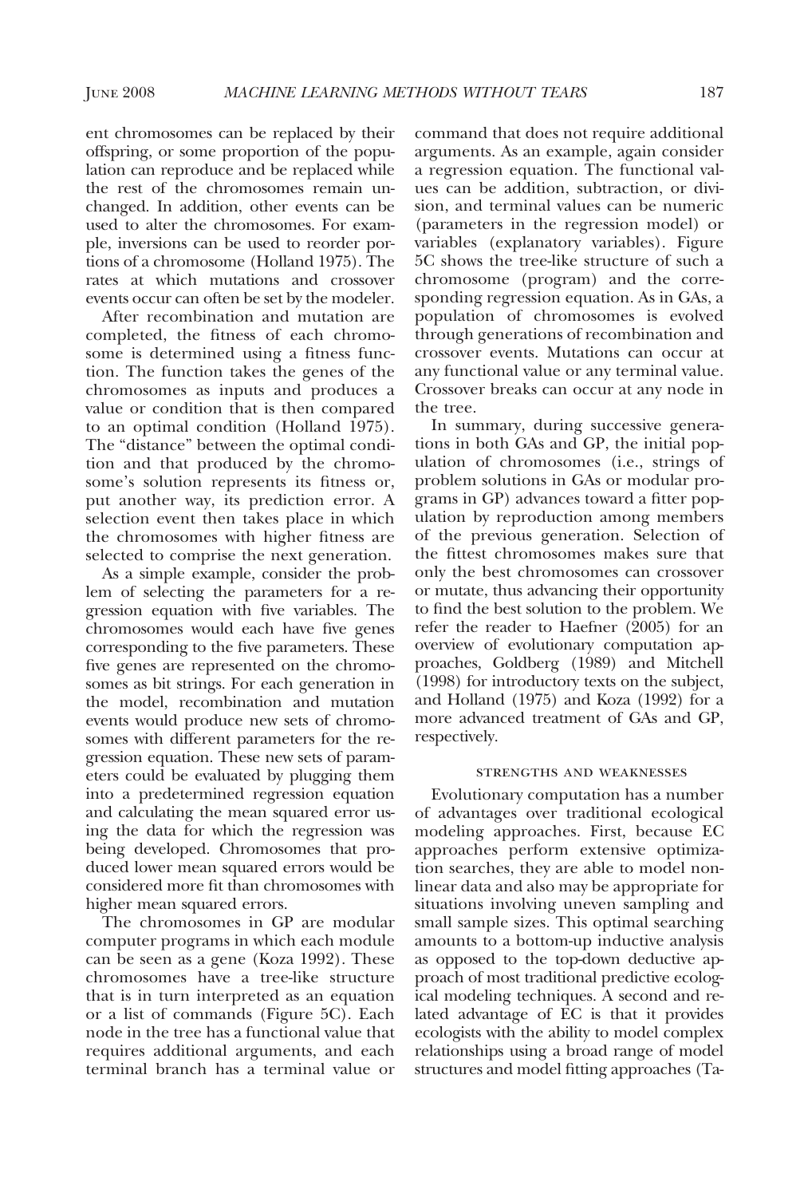ent chromosomes can be replaced by their offspring, or some proportion of the population can reproduce and be replaced while the rest of the chromosomes remain unchanged. In addition, other events can be used to alter the chromosomes. For example, inversions can be used to reorder portions of a chromosome (Holland 1975). The rates at which mutations and crossover events occur can often be set by the modeler.

After recombination and mutation are completed, the fitness of each chromosome is determined using a fitness function. The function takes the genes of the chromosomes as inputs and produces a value or condition that is then compared to an optimal condition (Holland 1975). The "distance" between the optimal condition and that produced by the chromosome's solution represents its fitness or, put another way, its prediction error. A selection event then takes place in which the chromosomes with higher fitness are selected to comprise the next generation.

As a simple example, consider the problem of selecting the parameters for a regression equation with five variables. The chromosomes would each have five genes corresponding to the five parameters. These five genes are represented on the chromosomes as bit strings. For each generation in the model, recombination and mutation events would produce new sets of chromosomes with different parameters for the regression equation. These new sets of parameters could be evaluated by plugging them into a predetermined regression equation and calculating the mean squared error using the data for which the regression was being developed. Chromosomes that produced lower mean squared errors would be considered more fit than chromosomes with higher mean squared errors.

The chromosomes in GP are modular computer programs in which each module can be seen as a gene (Koza 1992). These chromosomes have a tree-like structure that is in turn interpreted as an equation or a list of commands (Figure 5C). Each node in the tree has a functional value that requires additional arguments, and each terminal branch has a terminal value or command that does not require additional arguments. As an example, again consider a regression equation. The functional values can be addition, subtraction, or division, and terminal values can be numeric (parameters in the regression model) or variables (explanatory variables). Figure 5C shows the tree-like structure of such a chromosome (program) and the corresponding regression equation. As in GAs, a population of chromosomes is evolved through generations of recombination and crossover events. Mutations can occur at any functional value or any terminal value. Crossover breaks can occur at any node in the tree.

In summary, during successive generations in both GAs and GP, the initial population of chromosomes (i.e., strings of problem solutions in GAs or modular programs in GP) advances toward a fitter population by reproduction among members of the previous generation. Selection of the fittest chromosomes makes sure that only the best chromosomes can crossover or mutate, thus advancing their opportunity to find the best solution to the problem. We refer the reader to Haefner (2005) for an overview of evolutionary computation approaches, Goldberg (1989) and Mitchell (1998) for introductory texts on the subject, and Holland (1975) and Koza (1992) for a more advanced treatment of GAs and GP, respectively.

#### STRENGTHS AND WEAKNESSES

Evolutionary computation has a number of advantages over traditional ecological modeling approaches. First, because EC approaches perform extensive optimization searches, they are able to model nonlinear data and also may be appropriate for situations involving uneven sampling and small sample sizes. This optimal searching amounts to a bottom-up inductive analysis as opposed to the top-down deductive approach of most traditional predictive ecological modeling techniques. A second and related advantage of EC is that it provides ecologists with the ability to model complex relationships using a broad range of model structures and model fitting approaches (Ta-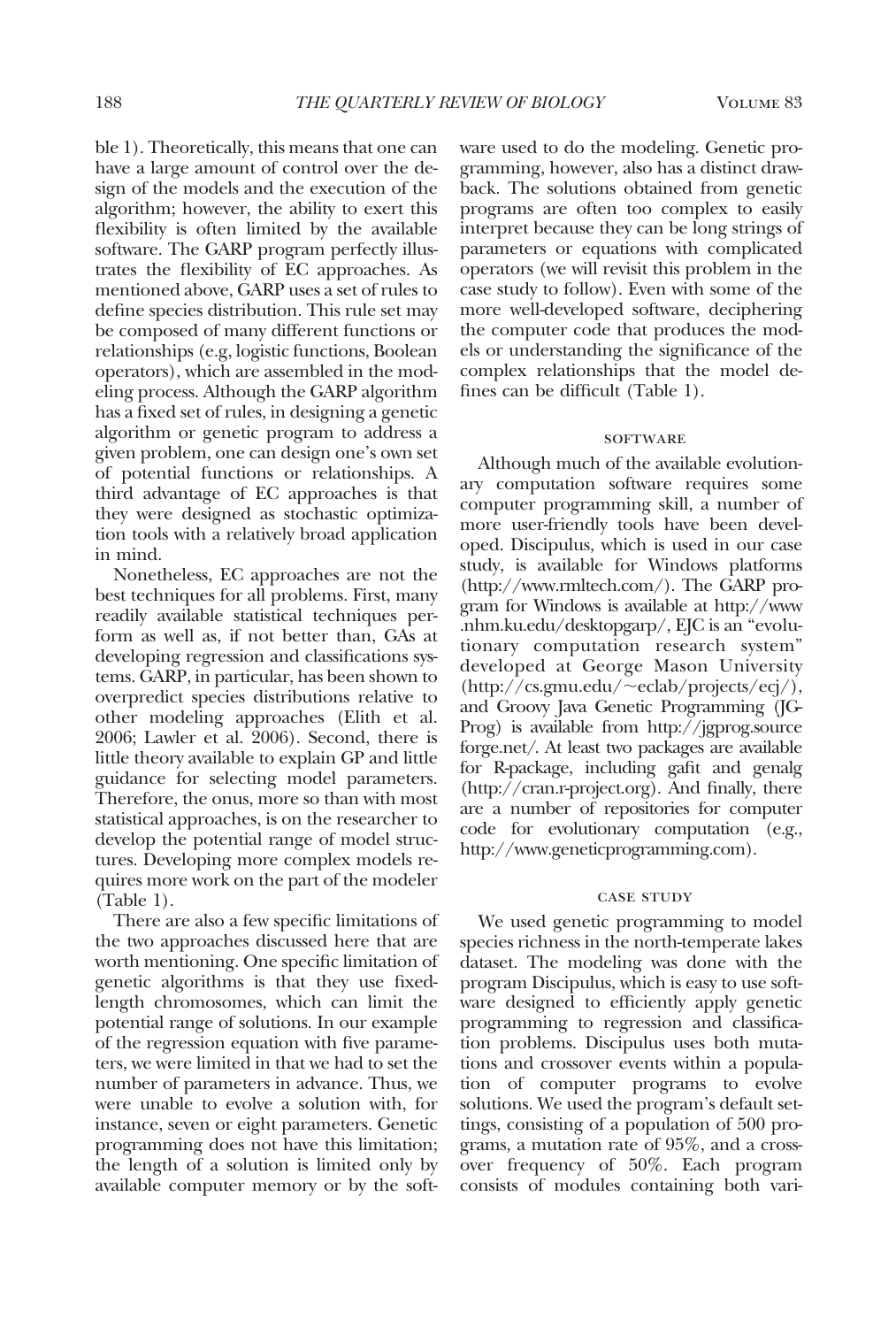ble 1). Theoretically, this means that one can have a large amount of control over the design of the models and the execution of the algorithm; however, the ability to exert this flexibility is often limited by the available software. The GARP program perfectly illustrates the flexibility of EC approaches. As mentioned above, GARP uses a set of rules to define species distribution. This rule set may be composed of many different functions or relationships (e.g, logistic functions, Boolean operators), which are assembled in the modeling process. Although the GARP algorithm has a fixed set of rules, in designing a genetic algorithm or genetic program to address a given problem, one can design one's own set of potential functions or relationships. A third advantage of EC approaches is that they were designed as stochastic optimization tools with a relatively broad application in mind.

Nonetheless, EC approaches are not the best techniques for all problems. First, many readily available statistical techniques perform as well as, if not better than, GAs at developing regression and classifications systems. GARP, in particular, has been shown to overpredict species distributions relative to other modeling approaches (Elith et al. 2006; Lawler et al. 2006). Second, there is little theory available to explain GP and little guidance for selecting model parameters. Therefore, the onus, more so than with most statistical approaches, is on the researcher to develop the potential range of model structures. Developing more complex models requires more work on the part of the modeler (Table 1).

There are also a few specific limitations of the two approaches discussed here that are worth mentioning. One specific limitation of genetic algorithms is that they use fixed-length chromosomes, which can limit the potential range of solutions. In our example of the regression equation with five parameters, we were limited in that we had to set the number of parameters in advance. Thus, we were unable to evolve a solution with, for instance, seven or eight parameters. Genetic programming does not have this limitation; the length of a solution is limited only by available computer memory or by the software used to do the modeling. Genetic programming, however, also has a distinct drawback. The solutions obtained from genetic programs are often too complex to easily interpret because they can be long strings of parameters or equations with complicated operators (we will revisit this problem in the case study to follow). Even with some of the more well-developed software, deciphering the computer code that produces the models or understanding the significance of the complex relationships that the model defines can be difficult (Table 1).

## Software

Although much of the available evolutionary computation software requires some computer programming skill, a number of more user-friendly tools have been developed. Discipulus, which is used in our case study, is available for Windows platforms (http://www.rmltech.com/). The GARP program for Windows is available at http://www.nhm.ku.edu/desktopgarp/, EJC is an "evolutionary computation research system" developed at George Mason University (http://cs.gmu.edu/~eclab/projects/ecj/), and Groovy Java Genetic Programming (JG-Prog) is available from http://jgprog.sourceforge.net/. At least two packages are available for R-package, including gafit and genalg (http://cran.r-project.org). And finally, there are a number of repositories for computer code for evolutionary computation (e.g., http://www.geneticprogramming.com).

## Case Study

We used genetic programming to model species richness in the north-temperate lakes dataset. The modeling was done with the program Discipulus, which is easy to use software designed to efficiently apply genetic programming to regression and classification problems. Discipulus uses both mutations and crossover events within a population of computer programs to evolve solutions. We used the program's default settings, consisting of a population of 500 programs, a mutation rate of 95%, and a crossover frequency of 50%. Each program consists of modules containing both vari-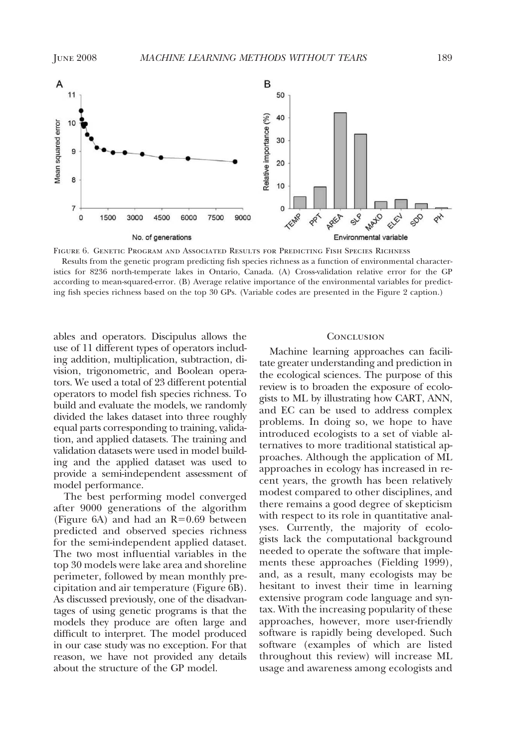FIGURE 6. GENETIC PROGRAM AND ASSOCIATED RESULTS FOR PREDICTING FISH SPECIES RICHNESS

Results from the genetic program predicting fish species richness as a function of environmental characteristics for 8236 north-temperate lakes in Ontario, Canada. (A) Cross-validation relative error for the GP according to mean-squared-error. (B) Average relative importance of the environmental variables for predicting fish species richness based on the top 30 GPs. (Variable codes are presented in the Figure 2 caption.)

ables and operators. Discipulus allows the use of 11 different types of operators including addition, multiplication, subtraction, division, trigonometric, and Boolean operators. We used a total of 23 different potential operators to model fish species richness. To build and evaluate the models, we randomly divided the lakes dataset into three roughly equal parts corresponding to training, validation, and applied datasets. The training and validation datasets were used in model building and the applied dataset was used to provide a semi-independent assessment of model performance.

The best performing model converged after 9000 generations of the algorithm (Figure 6A) and had an $R=0.69$ between predicted and observed species richness for the semi-independent applied dataset. The two most influential variables in the top 30 models were lake area and shoreline perimeter, followed by mean monthly precipitation and air temperature (Figure 6B). As discussed previously, one of the disadvantages of using genetic programs is that the models they produce are often large and difficult to interpret. The model produced in our case study was no exception. For that reason, we have not provided any details about the structure of the GP model.

## CONCLUSION

Machine learning approaches can facilitate greater understanding and prediction in the ecological sciences. The purpose of this review is to broaden the exposure of ecologists to ML by illustrating how CART, ANN, and EC can be used to address complex problems. In doing so, we hope to have introduced ecologists to a set of viable alternatives to more traditional statistical approaches. Although the application of ML approaches in ecology has increased in recent years, the growth has been relatively modest compared to other disciplines, and there remains a good degree of skepticism with respect to its role in quantitative analyses. Currently, the majority of ecologists lack the computational background needed to operate the software that implements these approaches (Fielding 1999), and, as a result, many ecologists may be hesitant to invest their time in learning extensive program code language and syntax. With the increasing popularity of these approaches, however, more user-friendly software is rapidly being developed. Such software (examples of which are listed throughout this review) will increase ML usage and awareness among ecologists and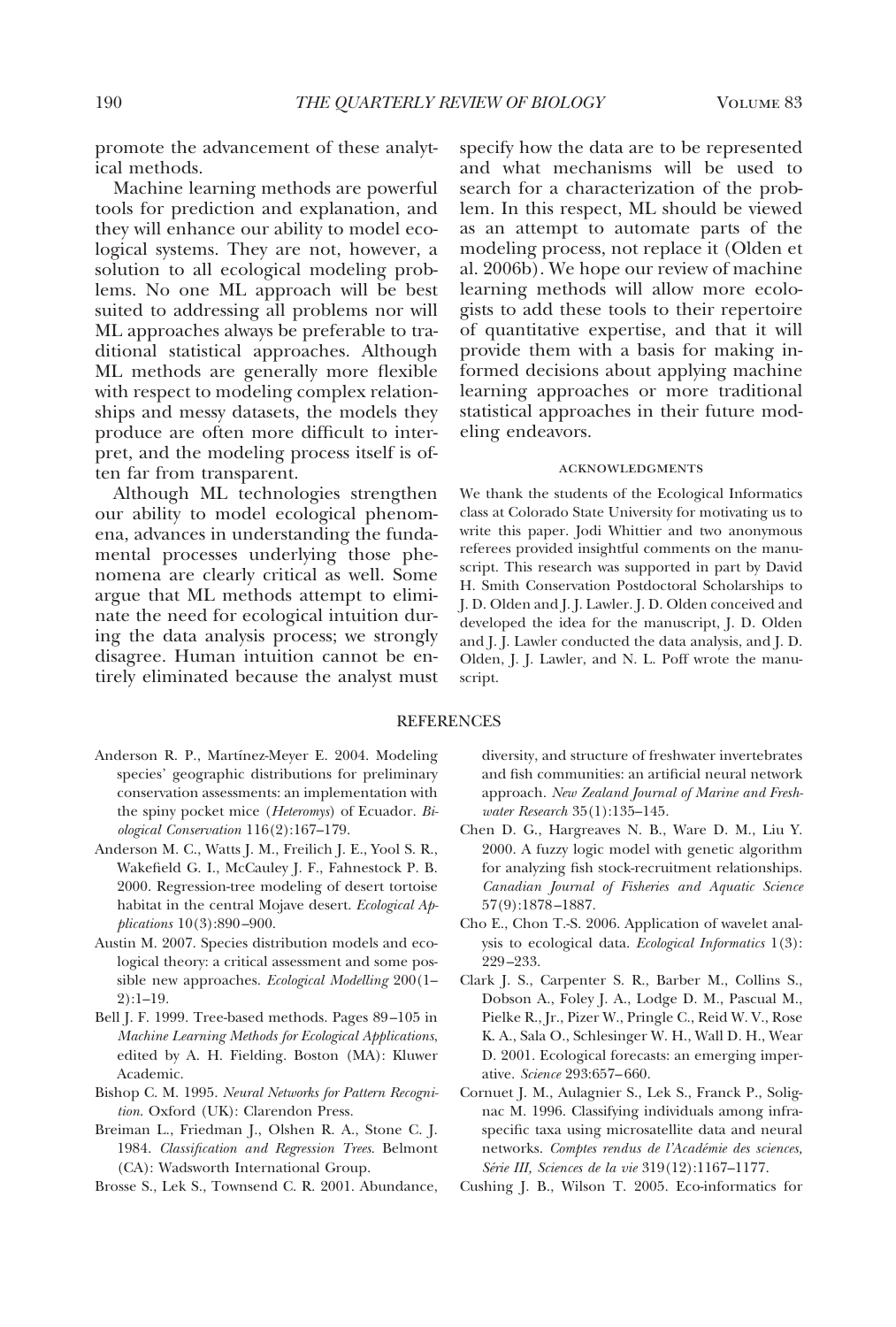promote the advancement of these analytical methods.

Machine learning methods are powerful tools for prediction and explanation, and they will enhance our ability to model ecological systems. They are not, however, a solution to all ecological modeling problems. No one ML approach will be best suited to addressing all problems nor will ML approaches always be preferable to traditional statistical approaches. Although ML methods are generally more flexible with respect to modeling complex relationships and messy datasets, the models they produce are often more difficult to interpret, and the modeling process itself is often far from transparent.

Although ML technologies strengthen our ability to model ecological phenomena, advances in understanding the fundamental processes underlying those phenomena are clearly critical as well. Some argue that ML methods attempt to eliminate the need for ecological intuition during the data analysis process; we strongly disagree. Human intuition cannot be entirely eliminated because the analyst must specify how the data are to be represented and what mechanisms will be used to search for a characterization of the problem. In this respect, ML should be viewed as an attempt to automate parts of the modeling process, not replace it (Olden et al. 2006b). We hope our review of machine learning methods will allow more ecologists to add these tools to their repertoire of quantitative expertise, and that it will provide them with a basis for making informed decisions about applying machine learning approaches or more traditional statistical approaches in their future modeling endeavors.

## ACKNOWLEDGMENTS

We thank the students of the Ecological Informatics class at Colorado State University for motivating us to write this paper. Jodi Whittier and two anonymous referees provided insightful comments on the manuscript. This research was supported in part by David H. Smith Conservation Postdoctoral Scholarships to J. D. Olden and J. J. Lawler. J. D. Olden conceived and developed the idea for the manuscript, J. D. Olden and J. J. Lawler conducted the data analysis, and J. D. Olden, J. J. Lawler, and N. L. Poff wrote the manuscript.

## REFERENCES

Anderson R. P., Martínez-Meyer E. 2004. Modeling species' geographic distributions for preliminary conservation assessments: an implementation with the spiny pocket mice (*Heteromys*) of Ecuador. *Biological Conservation* 116(2):167–179.

Anderson M. C., Watts J. M., Freilich J. E., Yool S. R., Wakefield G. I., McCauley J. F., Fahnestock P. B. 2000. Regression-tree modeling of desert tortoise habitat in the central Mojave desert. *Ecological Applications* 10(3):890–900.

Austin M. 2007. Species distribution models and ecological theory: a critical assessment and some possible new approaches. *Ecological Modelling* 200(1–2):1–19.

Bell J. F. 1999. Tree-based methods. Pages 89–105 in *Machine Learning Methods for Ecological Applications*, edited by A. H. Fielding. Boston (MA): Kluwer Academic.

Bishop C. M. 1995. *Neural Networks for Pattern Recognition*. Oxford (UK): Clarendon Press.

Breiman L., Friedman J., Olshen R. A., Stone C. J. 1984. *Classification and Regression Trees*. Belmont (CA): Wadsworth International Group.

Brosse S., Lek S., Townsend C. R. 2001. Abundance, diversity, and structure of freshwater invertebrates and fish communities: an artificial neural network approach. *New Zealand Journal of Marine and Freshwater Research* 35(1):135–145.

Chen D. G., Hargreaves N. B., Ware D. M., Liu Y. 2000. A fuzzy logic model with genetic algorithm for analyzing fish stock-recruitment relationships. *Canadian Journal of Fisheries and Aquatic Science* 57(9):1878–1887.

Cho E., Chon T.-S. 2006. Application of wavelet analysis to ecological data. *Ecological Informatics* 1(3): 229–233.

Clark J. S., Carpenter S. R., Barber M., Collins S., Dobson A., Foley J. A., Lodge D. M., Pascual M., Pielke R., Jr., Pizer W., Pringle C., Reid W. V., Rose K. A., Sala O., Schlesinger W. H., Wall D. H., Wear D. 2001. Ecological forecasts: an emerging imperative. *Science* 293:657–660.

Cornuet J. M., Aulagnier S., Lek S., Franck P., Solignac M. 1996. Classifying individuals among infraspecific taxa using microsatellite data and neural networks. *Comptes rendus de l'Académie des sciences, Série III, Sciences de la vie* 319(12):1167–1177.

Cushing J. B., Wilson T. 2005. Eco-informatics for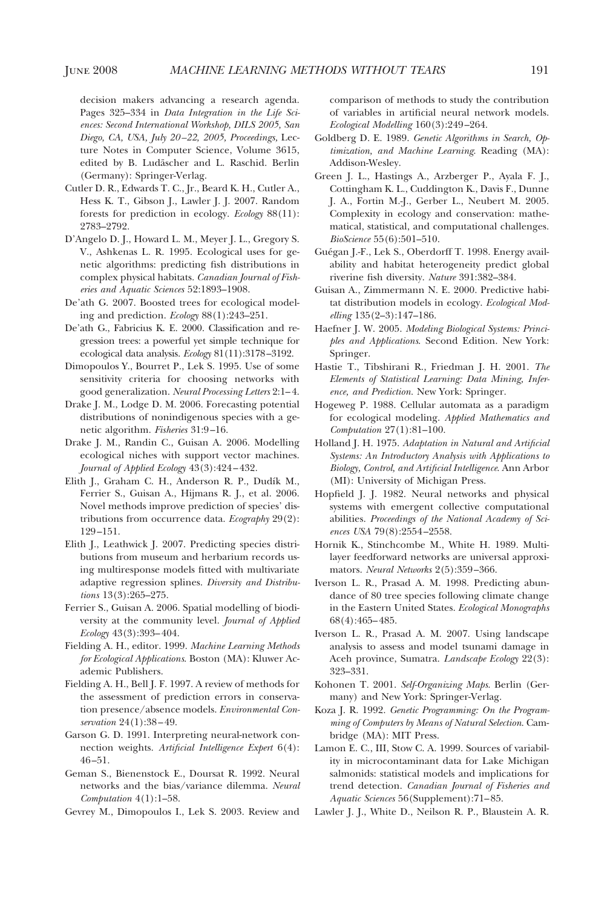decision makers advancing a research agenda. Pages 325–334 in *Data Integration in the Life Sciences: Second International Workshop, DILS 2005, San Diego, CA, USA, July 20–22, 2005, Proceedings*, Lecture Notes in Computer Science, Volume 3615, edited by B. Ludäscher and L. Raschid. Berlin (Germany): Springer-Verlag.

Cutler D. R., Edwards T. C., Jr., Beard K. H., Cutler A., Hess K. T., Gibson J., Lawler J. J. 2007. Random forests for prediction in ecology. *Ecology* 88(11): 2783–2792.

D'Angelo D. J., Howard L. M., Meyer J. L., Gregory S. V., Ashkenas L. R. 1995. Ecological uses for genetic algorithms: predicting fish distributions in complex physical habitats. *Canadian Journal of Fisheries and Aquatic Sciences* 52:1893–1908.

De'ath G. 2007. Boosted trees for ecological modeling and prediction. *Ecology* 88(1):243–251.

De'ath G., Fabricius K. E. 2000. Classification and regression trees: a powerful yet simple technique for ecological data analysis. *Ecology* 81(11):3178–3192.

Dimopoulos Y., Bourret P., Lek S. 1995. Use of some sensitivity criteria for choosing networks with good generalization. *Neural Processing Letters* 2:1–4.

Drake J. M., Lodge D. M. 2006. Forecasting potential distributions of nonindigenous species with a genetic algorithm. *Fisheries* 31:9–16.

Drake J. M., Randin C., Guisan A. 2006. Modelling ecological niches with support vector machines. *Journal of Applied Ecology* 43(3):424–432.

Elith J., Graham C. H., Anderson R. P., Dudík M., Ferrier S., Guisan A., Hijmans R. J., et al. 2006. Novel methods improve prediction of species' distributions from occurrence data. *Ecography* 29(2): 129–151.

Elith J., Leathwick J. 2007. Predicting species distributions from museum and herbarium records using multiresponse models fitted with multivariate adaptive regression splines. *Diversity and Distributions* 13(3):265–275.

Ferrier S., Guisan A. 2006. Spatial modelling of biodiversity at the community level. *Journal of Applied Ecology* 43(3):393–404.

Fielding A. H., editor. 1999. *Machine Learning Methods for Ecological Applications*. Boston (MA): Kluwer Academic Publishers.

Fielding A. H., Bell J. F. 1997. A review of methods for the assessment of prediction errors in conservation presence/absence models. *Environmental Conservation* 24(1):38–49.

Garson G. D. 1991. Interpreting neural-network connection weights. *Artificial Intelligence Expert* 6(4): 46–51.

Geman S., Bienenstock E., Doursat R. 1992. Neural networks and the bias/variance dilemma. *Neural Computation* 4(1):1–58.

Gevrey M., Dimopoulos I., Lek S. 2003. Review and comparison of methods to study the contribution of variables in artificial neural network models. *Ecological Modelling* 160(3):249–264.

Goldberg D. E. 1989. *Genetic Algorithms in Search, Optimization, and Machine Learning*. Reading (MA): Addison-Wesley.

Green J. L., Hastings A., Arzberger P., Ayala F. J., Cottingham K. L., Cuddington K., Davis F., Dunne J. A., Fortin M.-J., Gerber L., Neubert M. 2005. Complexity in ecology and conservation: mathematical, statistical, and computational challenges. *BioScience* 55(6):501–510.

Guégan J.-F., Lek S., Oberdorff T. 1998. Energy availability and habitat heterogeneity predict global riverine fish diversity. *Nature* 391:382–384.

Guisan A., Zimmermann N. E. 2000. Predictive habitat distribution models in ecology. *Ecological Modelling* 135(2–3):147–186.

Haefner J. W. 2005. *Modeling Biological Systems: Principles and Applications*. Second Edition. New York: Springer.

Hastie T., Tibshirani R., Friedman J. H. 2001. *The Elements of Statistical Learning: Data Mining, Inference, and Prediction*. New York: Springer.

Hogeweg P. 1988. Cellular automata as a paradigm for ecological modeling. *Applied Mathematics and Computation* 27(1):81–100.

Holland J. H. 1975. *Adaptation in Natural and Artificial Systems: An Introductory Analysis with Applications to Biology, Control, and Artificial Intelligence*. Ann Arbor (MI): University of Michigan Press.

Hopfield J. J. 1982. Neural networks and physical systems with emergent collective computational abilities. *Proceedings of the National Academy of Sciences USA* 79(8):2554–2558.

Hornik K., Stinchcombe M., White H. 1989. Multilayer feedforward networks are universal approximators. *Neural Networks* 2(5):359–366.

Iverson L. R., Prasad A. M. 1998. Predicting abundance of 80 tree species following climate change in the Eastern United States. *Ecological Monographs* 68(4):465–485.

Iverson L. R., Prasad A. M. 2007. Using landscape analysis to assess and model tsunami damage in Aceh province, Sumatra. *Landscape Ecology* 22(3): 323–331.

Kohonen T. 2001. *Self-Organizing Maps*. Berlin (Germany) and New York: Springer-Verlag.

Koza J. R. 1992. *Genetic Programming: On the Programming of Computers by Means of Natural Selection*. Cambridge (MA): MIT Press.

Lamon E. C., III, Stow C. A. 1999. Sources of variability in microcontaminant data for Lake Michigan salmonids: statistical models and implications for trend detection. *Canadian Journal of Fisheries and Aquatic Sciences* 56(Supplement):71–85.

Lawler J. J., White D., Neilson R. P., Blaustein A. R.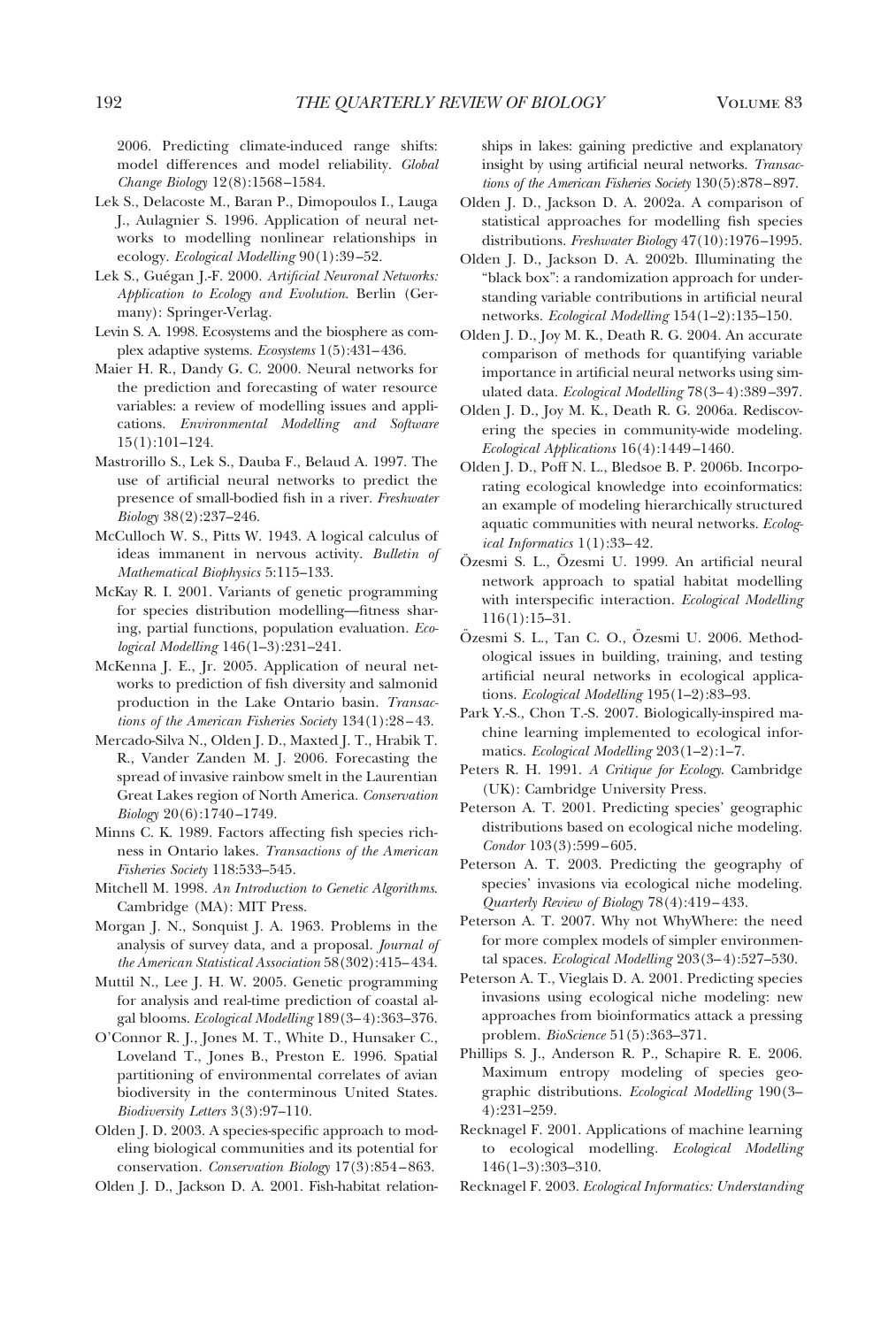2006. Predicting climate-induced range shifts: model differences and model reliability. *Global Change Biology* 12(8):1568–1584.

Lek S., Delacoste M., Baran P., Dimopoulos I., Lauga J., Aulagnier S. 1996. Application of neural networks to modelling nonlinear relationships in ecology. *Ecological Modelling* 90(1):39–52.

Lek S., Guégan J.-F. 2000. *Artificial Neuronal Networks: Application to Ecology and Evolution*. Berlin (Germany): Springer-Verlag.

Levin S. A. 1998. Ecosystems and the biosphere as complex adaptive systems. *Ecosystems* 1(5):431–436.

Maier H. R., Dandy G. C. 2000. Neural networks for the prediction and forecasting of water resource variables: a review of modelling issues and applications. *Environmental Modelling and Software* 15(1):101–124.

Mastrorillo S., Lek S., Dauba F., Belaud A. 1997. The use of artificial neural networks to predict the presence of small-bodied fish in a river. *Freshwater Biology* 38(2):237–246.

McCulloch W. S., Pitts W. 1943. A logical calculus of ideas immanent in nervous activity. *Bulletin of Mathematical Biophysics* 5:115–133.

McKay R. I. 2001. Variants of genetic programming for species distribution modelling—fitness sharing, partial functions, population evaluation. *Ecological Modelling* 146(1–3):231–241.

McKenna J. E., Jr. 2005. Application of neural networks to prediction of fish diversity and salmonid production in the Lake Ontario basin. *Transactions of the American Fisheries Society* 134(1):28–43.

Mercado-Silva N., Olden J. D., Maxted J. T., Hrabik T. R., Vander Zanden M. J. 2006. Forecasting the spread of invasive rainbow smelt in the Laurentian Great Lakes region of North America. *Conservation Biology* 20(6):1740–1749.

Minns C. K. 1989. Factors affecting fish species richness in Ontario lakes. *Transactions of the American Fisheries Society* 118:533–545.

Mitchell M. 1998. *An Introduction to Genetic Algorithms*. Cambridge (MA): MIT Press.

Morgan J. N., Sonquist J. A. 1963. Problems in the analysis of survey data, and a proposal. *Journal of the American Statistical Association* 58(302):415–434.

Muttil N., Lee J. H. W. 2005. Genetic programming for analysis and real-time prediction of coastal algal blooms. *Ecological Modelling* 189(3–4):363–376.

O'Connor R. J., Jones M. T., White D., Hunsaker C., Loveland T., Jones B., Preston E. 1996. Spatial partitioning of environmental correlates of avian biodiversity in the conterminous United States. *Biodiversity Letters* 3(3):97–110.

Olden J. D. 2003. A species-specific approach to modeling biological communities and its potential for conservation. *Conservation Biology* 17(3):854–863.

Olden J. D., Jackson D. A. 2001. Fish-habitat relationships in lakes: gaining predictive and explanatory insight by using artificial neural networks. *Transactions of the American Fisheries Society* 130(5):878–897.

Olden J. D., Jackson D. A. 2002a. A comparison of statistical approaches for modelling fish species distributions. *Freshwater Biology* 47(10):1976–1995.

Olden J. D., Jackson D. A. 2002b. Illuminating the "black box": a randomization approach for understanding variable contributions in artificial neural networks. *Ecological Modelling* 154(1–2):135–150.

Olden J. D., Joy M. K., Death R. G. 2004. An accurate comparison of methods for quantifying variable importance in artificial neural networks using simulated data. *Ecological Modelling* 78(3–4):389–397.

Olden J. D., Joy M. K., Death R. G. 2006a. Rediscovering the species in community-wide modeling. *Ecological Applications* 16(4):1449–1460.

Olden J. D., Poff N. L., Bledsoe B. P. 2006b. Incorporating ecological knowledge into ecoinformatics: an example of modeling hierarchically structured aquatic communities with neural networks. *Ecological Informatics* 1(1):33–42.

Özesmi S. L., Özesmi U. 1999. An artificial neural network approach to spatial habitat modelling with interspecific interaction. *Ecological Modelling* 116(1):15–31.

Özesmi S. L., Tan C. O., Özesmi U. 2006. Methodological issues in building, training, and testing artificial neural networks in ecological applications. *Ecological Modelling* 195(1–2):83–93.

Park Y.-S., Chon T.-S. 2007. Biologically-inspired machine learning implemented to ecological informatics. *Ecological Modelling* 203(1–2):1–7.

Peters R. H. 1991. *A Critique for Ecology*. Cambridge (UK): Cambridge University Press.

Peterson A. T. 2001. Predicting species' geographic distributions based on ecological niche modeling. *Condor* 103(3):599–605.

Peterson A. T. 2003. Predicting the geography of species' invasions via ecological niche modeling. *Quarterly Review of Biology* 78(4):419–433.

Peterson A. T. 2007. Why not WhyWhere: the need for more complex models of simpler environmental spaces. *Ecological Modelling* 203(3–4):527–530.

Peterson A. T., Vieglais D. A. 2001. Predicting species invasions using ecological niche modeling: new approaches from bioinformatics attack a pressing problem. *BioScience* 51(5):363–371.

Phillips S. J., Anderson R. P., Schapire R. E. 2006. Maximum entropy modeling of species geographic distributions. *Ecological Modelling* 190(3–4):231–259.

Recknagel F. 2001. Applications of machine learning to ecological modelling. *Ecological Modelling* 146(1–3):303–310.

Recknagel F. 2003. *Ecological Informatics: Understanding*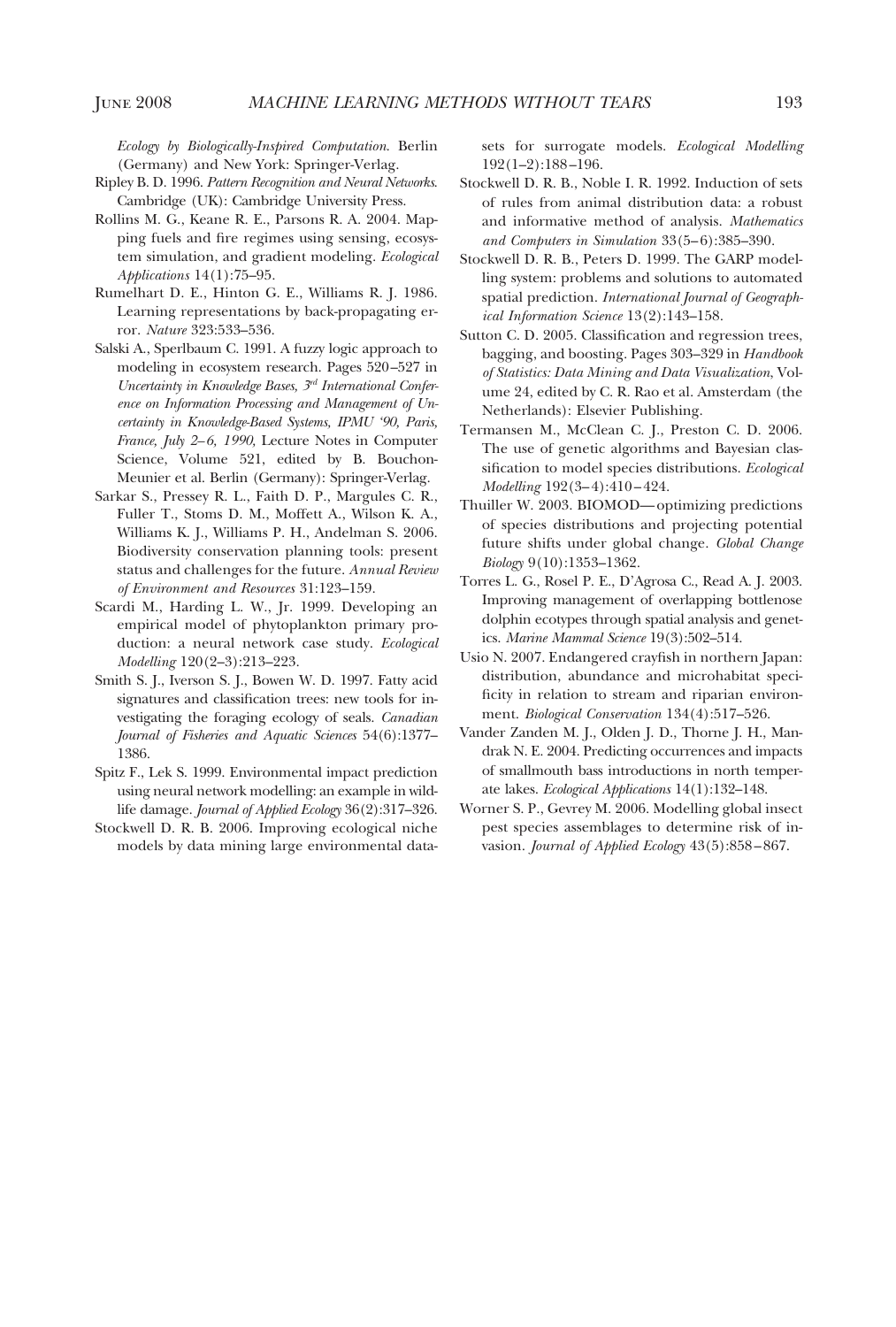*Ecology by Biologically-Inspired Computation*. Berlin (Germany) and New York: Springer-Verlag.

Ripley B. D. 1996. *Pattern Recognition and Neural Networks*. Cambridge (UK): Cambridge University Press.

Rollins M. G., Keane R. E., Parsons R. A. 2004. Mapping fuels and fire regimes using sensing, ecosystem simulation, and gradient modeling. *Ecological Applications* 14(1):75–95.

Rumelhart D. E., Hinton G. E., Williams R. J. 1986. Learning representations by back-propagating error. *Nature* 323:533–536.

Salski A., Sperlbaum C. 1991. A fuzzy logic approach to modeling in ecosystem research. Pages 520–527 in *Uncertainty in Knowledge Bases, 3rd International Conference on Information Processing and Management of Uncertainty in Knowledge-Based Systems, IPMU '90, Paris, France, July 2–6, 1990,* Lecture Notes in Computer Science, Volume 521, edited by B. Bouchon-Meunier et al. Berlin (Germany): Springer-Verlag.

Sarkar S., Pressey R. L., Faith D. P., Margules C. R., Fuller T., Stoms D. M., Moffett A., Wilson K. A., Williams K. J., Williams P. H., Andelman S. 2006. Biodiversity conservation planning tools: present status and challenges for the future. *Annual Review of Environment and Resources* 31:123–159.

Scardi M., Harding L. W., Jr. 1999. Developing an empirical model of phytoplankton primary production: a neural network case study. *Ecological Modelling* 120(2–3):213–223.

Smith S. J., Iverson S. J., Bowen W. D. 1997. Fatty acid signatures and classification trees: new tools for investigating the foraging ecology of seals. *Canadian Journal of Fisheries and Aquatic Sciences* 54(6):1377–1386.

Spitz F., Lek S. 1999. Environmental impact prediction using neural network modelling: an example in wildlife damage. *Journal of Applied Ecology* 36(2):317–326.

Stockwell D. R. B. 2006. Improving ecological niche models by data mining large environmental datasets for surrogate models. *Ecological Modelling* 192(1–2):188–196.

Stockwell D. R. B., Noble I. R. 1992. Induction of sets of rules from animal distribution data: a robust and informative method of analysis. *Mathematics and Computers in Simulation* 33(5–6):385–390.

Stockwell D. R. B., Peters D. 1999. The GARP modelling system: problems and solutions to automated spatial prediction. *International Journal of Geographical Information Science* 13(2):143–158.

Sutton C. D. 2005. Classification and regression trees, bagging, and boosting. Pages 303–329 in *Handbook of Statistics: Data Mining and Data Visualization*, Volume 24, edited by C. R. Rao et al. Amsterdam (the Netherlands): Elsevier Publishing.

Termansen M., McClean C. J., Preston C. D. 2006. The use of genetic algorithms and Bayesian classification to model species distributions. *Ecological Modelling* 192(3–4):410–424.

Thuiller W. 2003. BIOMOD—optimizing predictions of species distributions and projecting potential future shifts under global change. *Global Change Biology* 9(10):1353–1362.

Torres L. G., Rosel P. E., D'Agrosa C., Read A. J. 2003. Improving management of overlapping bottlenose dolphin ecotypes through spatial analysis and genetics. *Marine Mammal Science* 19(3):502–514.

Usio N. 2007. Endangered crayfish in northern Japan: distribution, abundance and microhabitat specificity in relation to stream and riparian environment. *Biological Conservation* 134(4):517–526.

Vander Zanden M. J., Olden J. D., Thorne J. H., Mandrak N. E. 2004. Predicting occurrences and impacts of smallmouth bass introductions in north temperate lakes. *Ecological Applications* 14(1):132–148.

Worner S. P., Gevrey M. 2006. Modelling global insect pest species assemblages to determine risk of invasion. *Journal of Applied Ecology* 43(5):858–867.